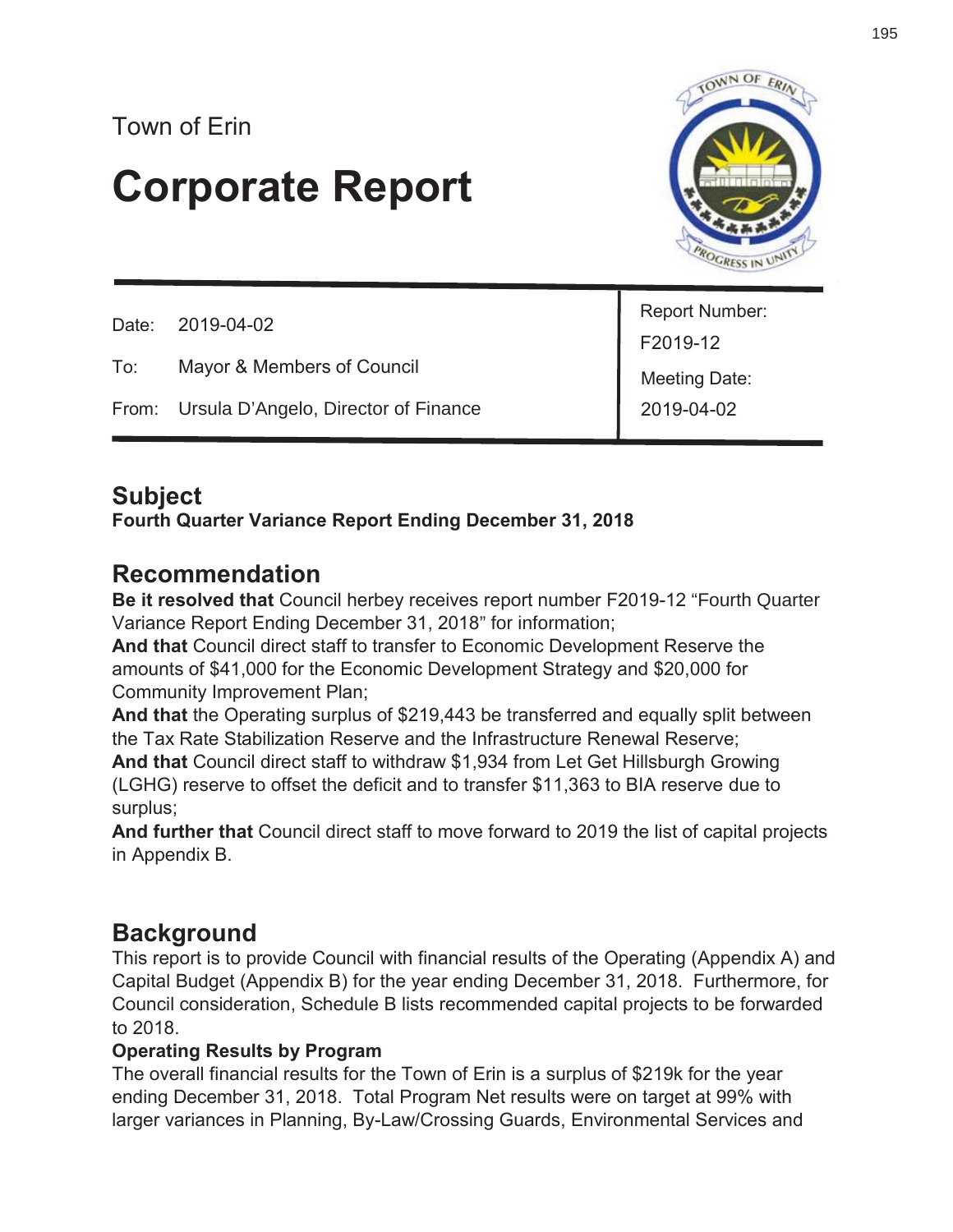Town of Erin

# Corporate Report

| | | |
|---|---|---|
| Date: | 2019-04-02 | Report Number: F2019-12 |
| To: | Mayor & Members of Council | Meeting Date: 2019-04-02 |
| From: | Ursula D'Angelo, Director of Finance | |

## Subject

**Fourth Quarter Variance Report Ending December 31, 2018**

## Recommendation

**Be it resolved that** Council herbey receives report number F2019-12 "Fourth Quarter Variance Report Ending December 31, 2018" for information;

**And that** Council direct staff to transfer to Economic Development Reserve the amounts of $41,000 for the Economic Development Strategy and $20,000 for Community Improvement Plan;

**And that** the Operating surplus of $219,443 be transferred and equally split between the Tax Rate Stabilization Reserve and the Infrastructure Renewal Reserve;

**And that** Council direct staff to withdraw $1,934 from Let Get Hillsburgh Growing (LGHG) reserve to offset the deficit and to transfer $11,363 to BIA reserve due to surplus;

**And further that** Council direct staff to move forward to 2019 the list of capital projects in Appendix B.

## Background

This report is to provide Council with financial results of the Operating (Appendix A) and Capital Budget (Appendix B) for the year ending December 31, 2018. Furthermore, for Council consideration, Schedule B lists recommended capital projects to be forwarded to 2018.

**Operating Results by Program**

The overall financial results for the Town of Erin is a surplus of $219k for the year ending December 31, 2018. Total Program Net results were on target at 99% with larger variances in Planning, By-Law/Crossing Guards, Environmental Services and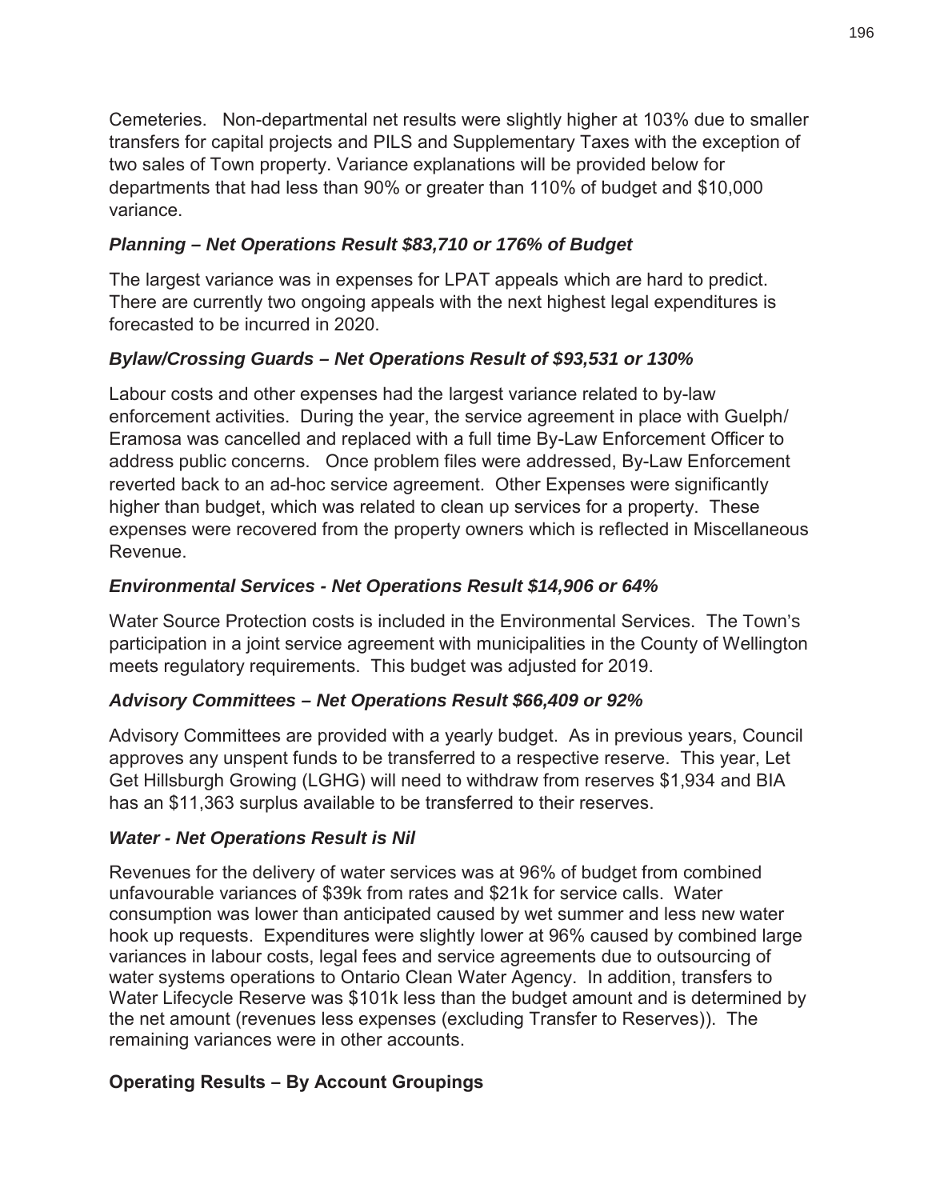Cemeteries. Non-departmental net results were slightly higher at 103% due to smaller transfers for capital projects and PILS and Supplementary Taxes with the exception of two sales of Town property. Variance explanations will be provided below for departments that had less than 90% or greater than 110% of budget and $10,000 variance.

### *Planning – Net Operations Result $83,710 or 176% of Budget*

The largest variance was in expenses for LPAT appeals which are hard to predict. There are currently two ongoing appeals with the next highest legal expenditures is forecasted to be incurred in 2020.

### *Bylaw/Crossing Guards – Net Operations Result of $93,531 or 130%*

Labour costs and other expenses had the largest variance related to by-law enforcement activities. During the year, the service agreement in place with Guelph/ Eramosa was cancelled and replaced with a full time By-Law Enforcement Officer to address public concerns. Once problem files were addressed, By-Law Enforcement reverted back to an ad-hoc service agreement. Other Expenses were significantly higher than budget, which was related to clean up services for a property. These expenses were recovered from the property owners which is reflected in Miscellaneous Revenue.

### *Environmental Services - Net Operations Result $14,906 or 64%*

Water Source Protection costs is included in the Environmental Services. The Town's participation in a joint service agreement with municipalities in the County of Wellington meets regulatory requirements. This budget was adjusted for 2019.

### *Advisory Committees – Net Operations Result $66,409 or 92%*

Advisory Committees are provided with a yearly budget. As in previous years, Council approves any unspent funds to be transferred to a respective reserve. This year, Let Get Hillsburgh Growing (LGHG) will need to withdraw from reserves $1,934 and BIA has an $11,363 surplus available to be transferred to their reserves.

### *Water - Net Operations Result is Nil*

Revenues for the delivery of water services was at 96% of budget from combined unfavourable variances of $39k from rates and $21k for service calls. Water consumption was lower than anticipated caused by wet summer and less new water hook up requests. Expenditures were slightly lower at 96% caused by combined large variances in labour costs, legal fees and service agreements due to outsourcing of water systems operations to Ontario Clean Water Agency. In addition, transfers to Water Lifecycle Reserve was $101k less than the budget amount and is determined by the net amount (revenues less expenses (excluding Transfer to Reserves)). The remaining variances were in other accounts.

## Operating Results – By Account Groupings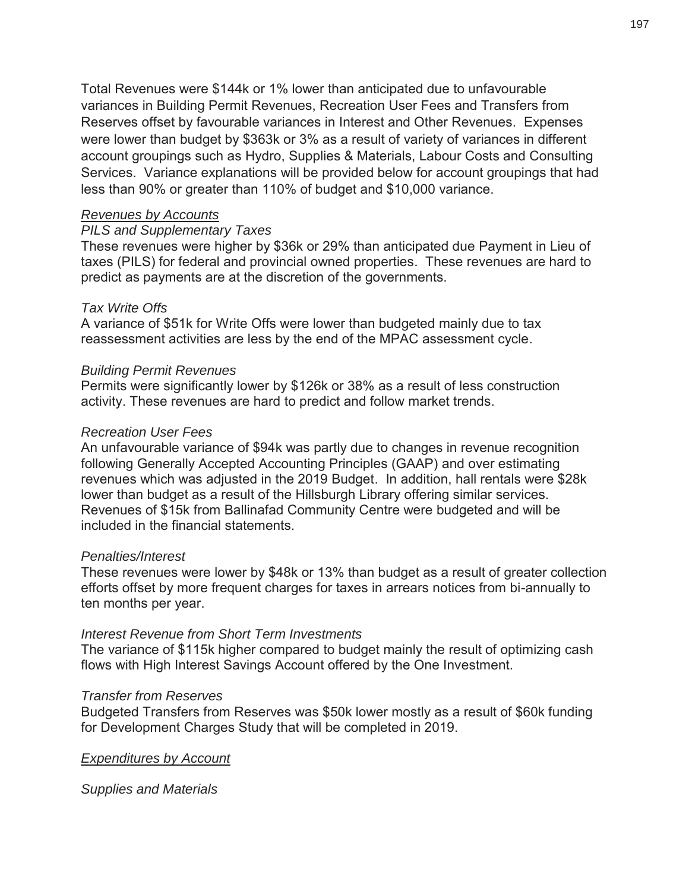Total Revenues were $144k or 1% lower than anticipated due to unfavourable variances in Building Permit Revenues, Recreation User Fees and Transfers from Reserves offset by favourable variances in Interest and Other Revenues. Expenses were lower than budget by $363k or 3% as a result of variety of variances in different account groupings such as Hydro, Supplies & Materials, Labour Costs and Consulting Services. Variance explanations will be provided below for account groupings that had less than 90% or greater than 110% of budget and $10,000 variance.

*Revenues by Accounts*

*PILS and Supplementary Taxes*

These revenues were higher by $36k or 29% than anticipated due Payment in Lieu of taxes (PILS) for federal and provincial owned properties. These revenues are hard to predict as payments are at the discretion of the governments.

*Tax Write Offs*

A variance of $51k for Write Offs were lower than budgeted mainly due to tax reassessment activities are less by the end of the MPAC assessment cycle.

*Building Permit Revenues*

Permits were significantly lower by $126k or 38% as a result of less construction activity. These revenues are hard to predict and follow market trends.

*Recreation User Fees*

An unfavourable variance of $94k was partly due to changes in revenue recognition following Generally Accepted Accounting Principles (GAAP) and over estimating revenues which was adjusted in the 2019 Budget. In addition, hall rentals were $28k lower than budget as a result of the Hillsburgh Library offering similar services. Revenues of $15k from Ballinafad Community Centre were budgeted and will be included in the financial statements.

*Penalties/Interest*

These revenues were lower by $48k or 13% than budget as a result of greater collection efforts offset by more frequent charges for taxes in arrears notices from bi-annually to ten months per year.

*Interest Revenue from Short Term Investments*

The variance of $115k higher compared to budget mainly the result of optimizing cash flows with High Interest Savings Account offered by the One Investment.

*Transfer from Reserves*

Budgeted Transfers from Reserves was $50k lower mostly as a result of $60k funding for Development Charges Study that will be completed in 2019.

*Expenditures by Account*

*Supplies and Materials*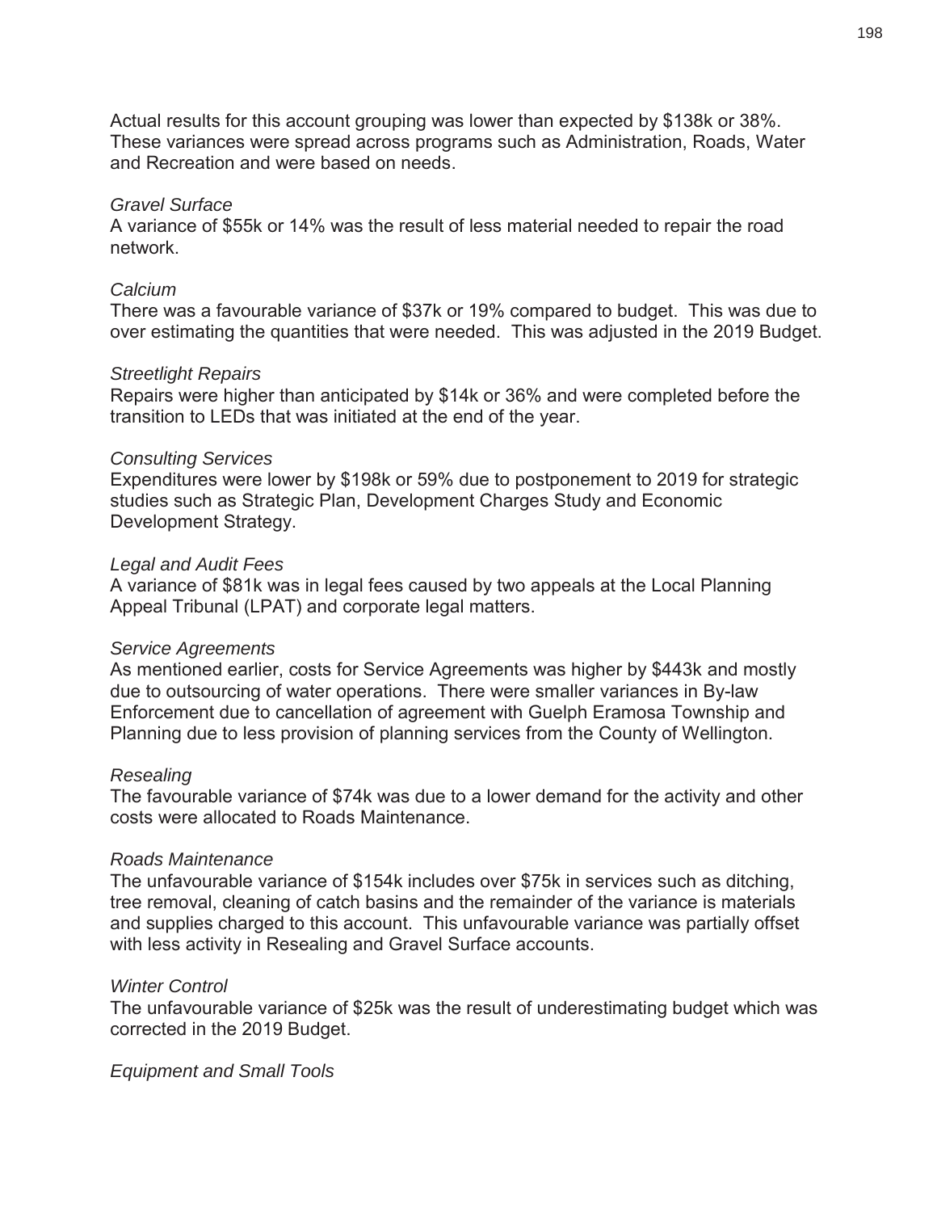Actual results for this account grouping was lower than expected by $138k or 38%. These variances were spread across programs such as Administration, Roads, Water and Recreation and were based on needs.

*Gravel Surface*

A variance of $55k or 14% was the result of less material needed to repair the road network.

*Calcium*

There was a favourable variance of $37k or 19% compared to budget. This was due to over estimating the quantities that were needed. This was adjusted in the 2019 Budget.

*Streetlight Repairs*

Repairs were higher than anticipated by $14k or 36% and were completed before the transition to LEDs that was initiated at the end of the year.

*Consulting Services*

Expenditures were lower by $198k or 59% due to postponement to 2019 for strategic studies such as Strategic Plan, Development Charges Study and Economic Development Strategy.

*Legal and Audit Fees*

A variance of $81k was in legal fees caused by two appeals at the Local Planning Appeal Tribunal (LPAT) and corporate legal matters.

*Service Agreements*

As mentioned earlier, costs for Service Agreements was higher by $443k and mostly due to outsourcing of water operations. There were smaller variances in By-law Enforcement due to cancellation of agreement with Guelph Eramosa Township and Planning due to less provision of planning services from the County of Wellington.

*Resealing*

The favourable variance of $74k was due to a lower demand for the activity and other costs were allocated to Roads Maintenance.

*Roads Maintenance*

The unfavourable variance of $154k includes over $75k in services such as ditching, tree removal, cleaning of catch basins and the remainder of the variance is materials and supplies charged to this account. This unfavourable variance was partially offset with less activity in Resealing and Gravel Surface accounts.

*Winter Control*

The unfavourable variance of $25k was the result of underestimating budget which was corrected in the 2019 Budget.

*Equipment and Small Tools*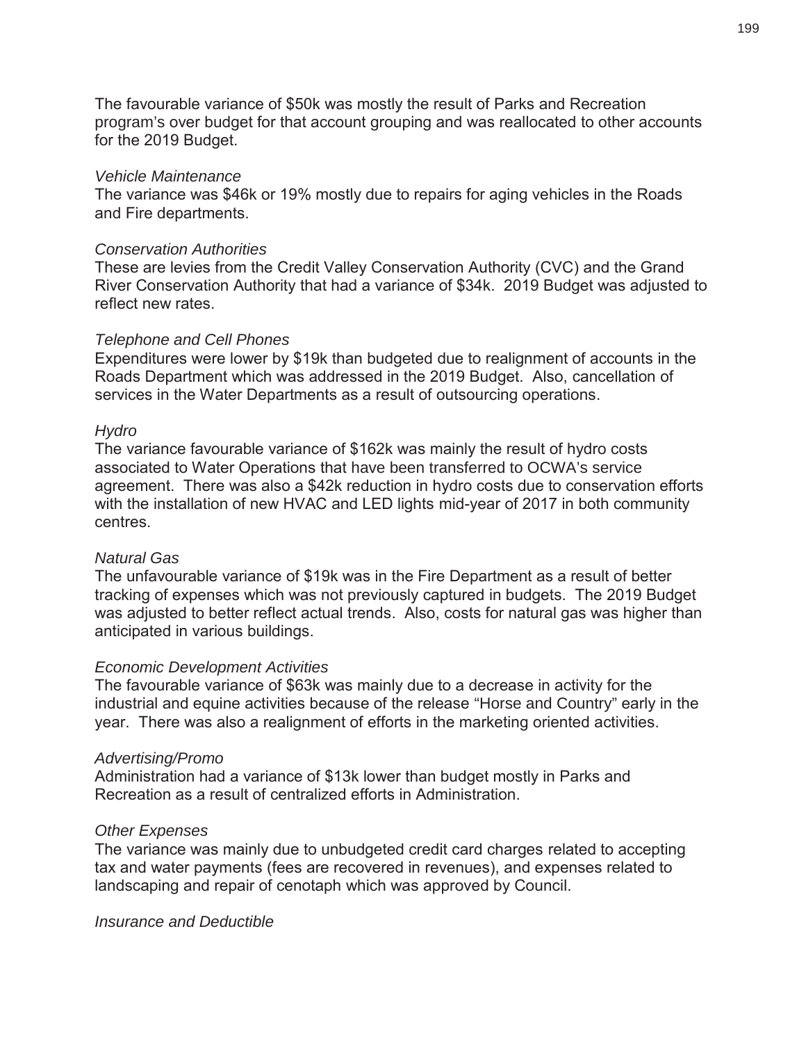The favourable variance of $50k was mostly the result of Parks and Recreation program's over budget for that account grouping and was reallocated to other accounts for the 2019 Budget.

*Vehicle Maintenance*
The variance was $46k or 19% mostly due to repairs for aging vehicles in the Roads and Fire departments.

*Conservation Authorities*
These are levies from the Credit Valley Conservation Authority (CVC) and the Grand River Conservation Authority that had a variance of $34k. 2019 Budget was adjusted to reflect new rates.

*Telephone and Cell Phones*
Expenditures were lower by $19k than budgeted due to realignment of accounts in the Roads Department which was addressed in the 2019 Budget. Also, cancellation of services in the Water Departments as a result of outsourcing operations.

*Hydro*
The variance favourable variance of $162k was mainly the result of hydro costs associated to Water Operations that have been transferred to OCWA's service agreement. There was also a $42k reduction in hydro costs due to conservation efforts with the installation of new HVAC and LED lights mid-year of 2017 in both community centres.

*Natural Gas*
The unfavourable variance of $19k was in the Fire Department as a result of better tracking of expenses which was not previously captured in budgets. The 2019 Budget was adjusted to better reflect actual trends. Also, costs for natural gas was higher than anticipated in various buildings.

*Economic Development Activities*
The favourable variance of $63k was mainly due to a decrease in activity for the industrial and equine activities because of the release "Horse and Country" early in the year. There was also a realignment of efforts in the marketing oriented activities.

*Advertising/Promo*
Administration had a variance of $13k lower than budget mostly in Parks and Recreation as a result of centralized efforts in Administration.

*Other Expenses*
The variance was mainly due to unbudgeted credit card charges related to accepting tax and water payments (fees are recovered in revenues), and expenses related to landscaping and repair of cenotaph which was approved by Council.

*Insurance and Deductible*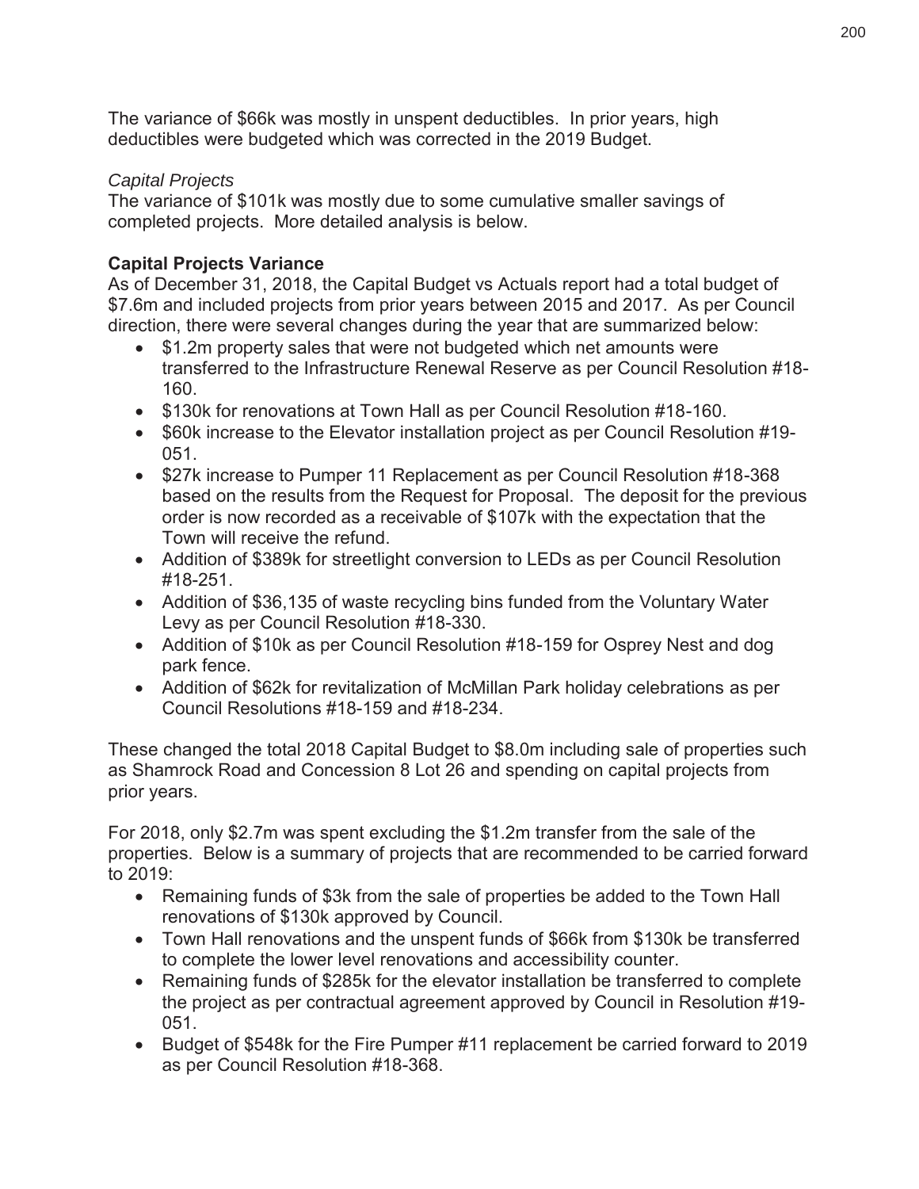The variance of $66k was mostly in unspent deductibles. In prior years, high deductibles were budgeted which was corrected in the 2019 Budget.

*Capital Projects*

The variance of $101k was mostly due to some cumulative smaller savings of completed projects. More detailed analysis is below.

**Capital Projects Variance**

As of December 31, 2018, the Capital Budget vs Actuals report had a total budget of $7.6m and included projects from prior years between 2015 and 2017. As per Council direction, there were several changes during the year that are summarized below:

- $1.2m property sales that were not budgeted which net amounts were transferred to the Infrastructure Renewal Reserve as per Council Resolution #18-160.
- $130k for renovations at Town Hall as per Council Resolution #18-160.
- $60k increase to the Elevator installation project as per Council Resolution #19-051.
- $27k increase to Pumper 11 Replacement as per Council Resolution #18-368 based on the results from the Request for Proposal. The deposit for the previous order is now recorded as a receivable of $107k with the expectation that the Town will receive the refund.
- Addition of $389k for streetlight conversion to LEDs as per Council Resolution #18-251.
- Addition of $36,135 of waste recycling bins funded from the Voluntary Water Levy as per Council Resolution #18-330.
- Addition of $10k as per Council Resolution #18-159 for Osprey Nest and dog park fence.
- Addition of $62k for revitalization of McMillan Park holiday celebrations as per Council Resolutions #18-159 and #18-234.

These changed the total 2018 Capital Budget to $8.0m including sale of properties such as Shamrock Road and Concession 8 Lot 26 and spending on capital projects from prior years.

For 2018, only $2.7m was spent excluding the $1.2m transfer from the sale of the properties. Below is a summary of projects that are recommended to be carried forward to 2019:

- Remaining funds of $3k from the sale of properties be added to the Town Hall renovations of $130k approved by Council.
- Town Hall renovations and the unspent funds of $66k from $130k be transferred to complete the lower level renovations and accessibility counter.
- Remaining funds of $285k for the elevator installation be transferred to complete the project as per contractual agreement approved by Council in Resolution #19-051.
- Budget of $548k for the Fire Pumper #11 replacement be carried forward to 2019 as per Council Resolution #18-368.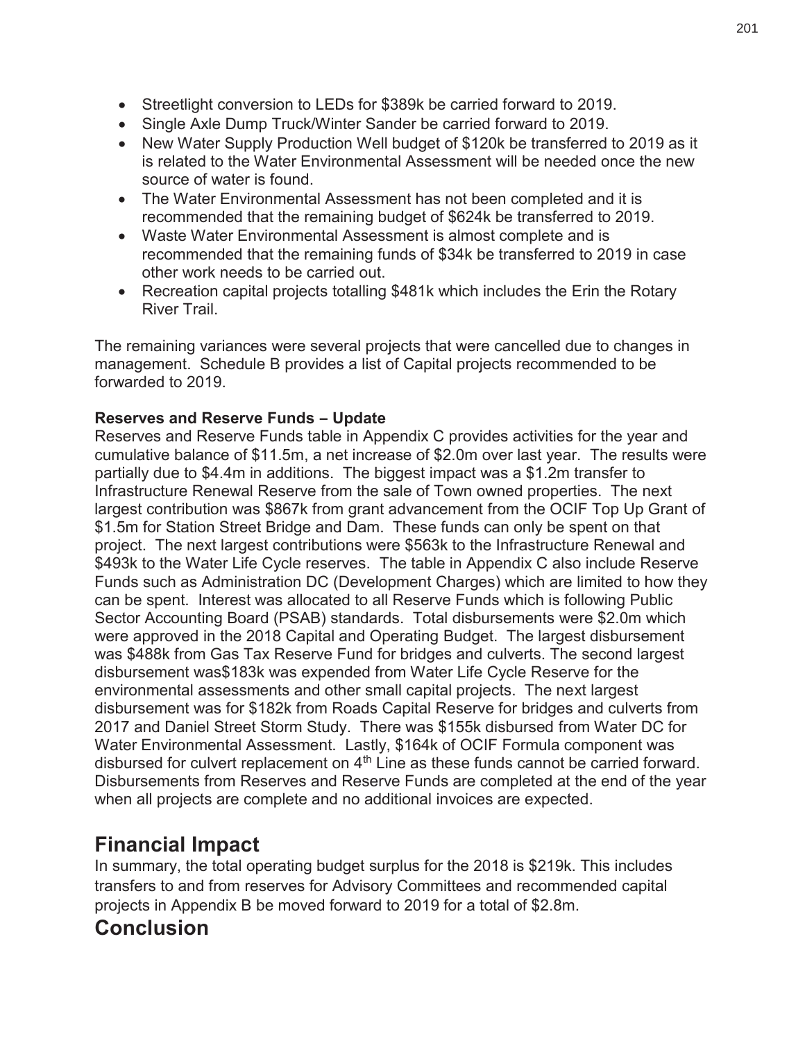- Streetlight conversion to LEDs for $389k be carried forward to 2019.
- Single Axle Dump Truck/Winter Sander be carried forward to 2019.
- New Water Supply Production Well budget of $120k be transferred to 2019 as it is related to the Water Environmental Assessment will be needed once the new source of water is found.
- The Water Environmental Assessment has not been completed and it is recommended that the remaining budget of $624k be transferred to 2019.
- Waste Water Environmental Assessment is almost complete and is recommended that the remaining funds of $34k be transferred to 2019 in case other work needs to be carried out.
- Recreation capital projects totalling $481k which includes the Erin the Rotary River Trail.

The remaining variances were several projects that were cancelled due to changes in management. Schedule B provides a list of Capital projects recommended to be forwarded to 2019.

**Reserves and Reserve Funds – Update**

Reserves and Reserve Funds table in Appendix C provides activities for the year and cumulative balance of $11.5m, a net increase of $2.0m over last year. The results were partially due to $4.4m in additions. The biggest impact was a $1.2m transfer to Infrastructure Renewal Reserve from the sale of Town owned properties. The next largest contribution was $867k from grant advancement from the OCIF Top Up Grant of $1.5m for Station Street Bridge and Dam. These funds can only be spent on that project. The next largest contributions were $563k to the Infrastructure Renewal and $493k to the Water Life Cycle reserves. The table in Appendix C also include Reserve Funds such as Administration DC (Development Charges) which are limited to how they can be spent. Interest was allocated to all Reserve Funds which is following Public Sector Accounting Board (PSAB) standards. Total disbursements were $2.0m which were approved in the 2018 Capital and Operating Budget. The largest disbursement was $488k from Gas Tax Reserve Fund for bridges and culverts. The second largest disbursement was$183k was expended from Water Life Cycle Reserve for the environmental assessments and other small capital projects. The next largest disbursement was for $182k from Roads Capital Reserve for bridges and culverts from 2017 and Daniel Street Storm Study. There was $155k disbursed from Water DC for Water Environmental Assessment. Lastly, $164k of OCIF Formula component was disbursed for culvert replacement on 4th Line as these funds cannot be carried forward. Disbursements from Reserves and Reserve Funds are completed at the end of the year when all projects are complete and no additional invoices are expected.

## Financial Impact

In summary, the total operating budget surplus for the 2018 is $219k. This includes transfers to and from reserves for Advisory Committees and recommended capital projects in Appendix B be moved forward to 2019 for a total of $2.8m.

## Conclusion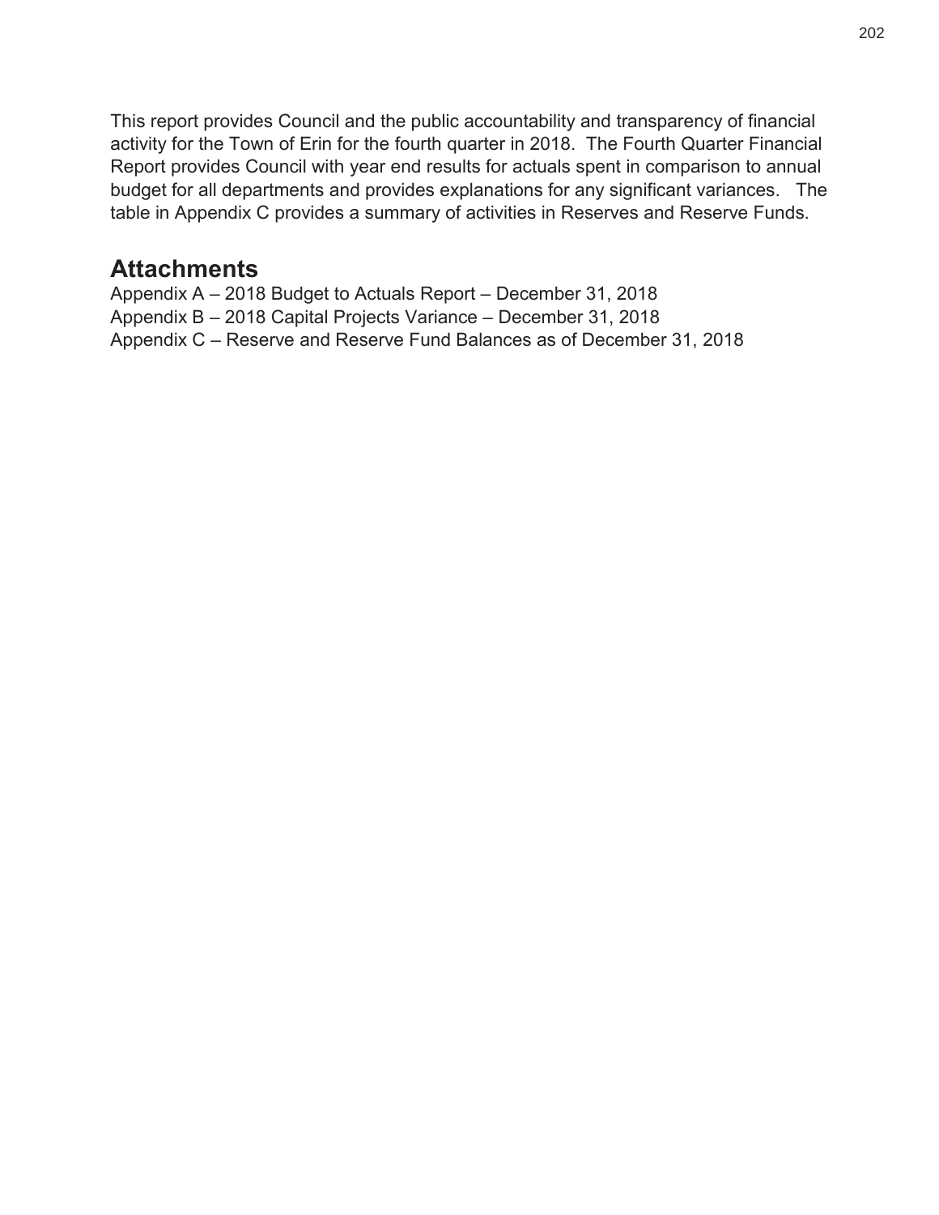This report provides Council and the public accountability and transparency of financial activity for the Town of Erin for the fourth quarter in 2018. The Fourth Quarter Financial Report provides Council with year end results for actuals spent in comparison to annual budget for all departments and provides explanations for any significant variances. The table in Appendix C provides a summary of activities in Reserves and Reserve Funds.

## Attachments

Appendix A – 2018 Budget to Actuals Report – December 31, 2018
Appendix B – 2018 Capital Projects Variance – December 31, 2018
Appendix C – Reserve and Reserve Fund Balances as of December 31, 2018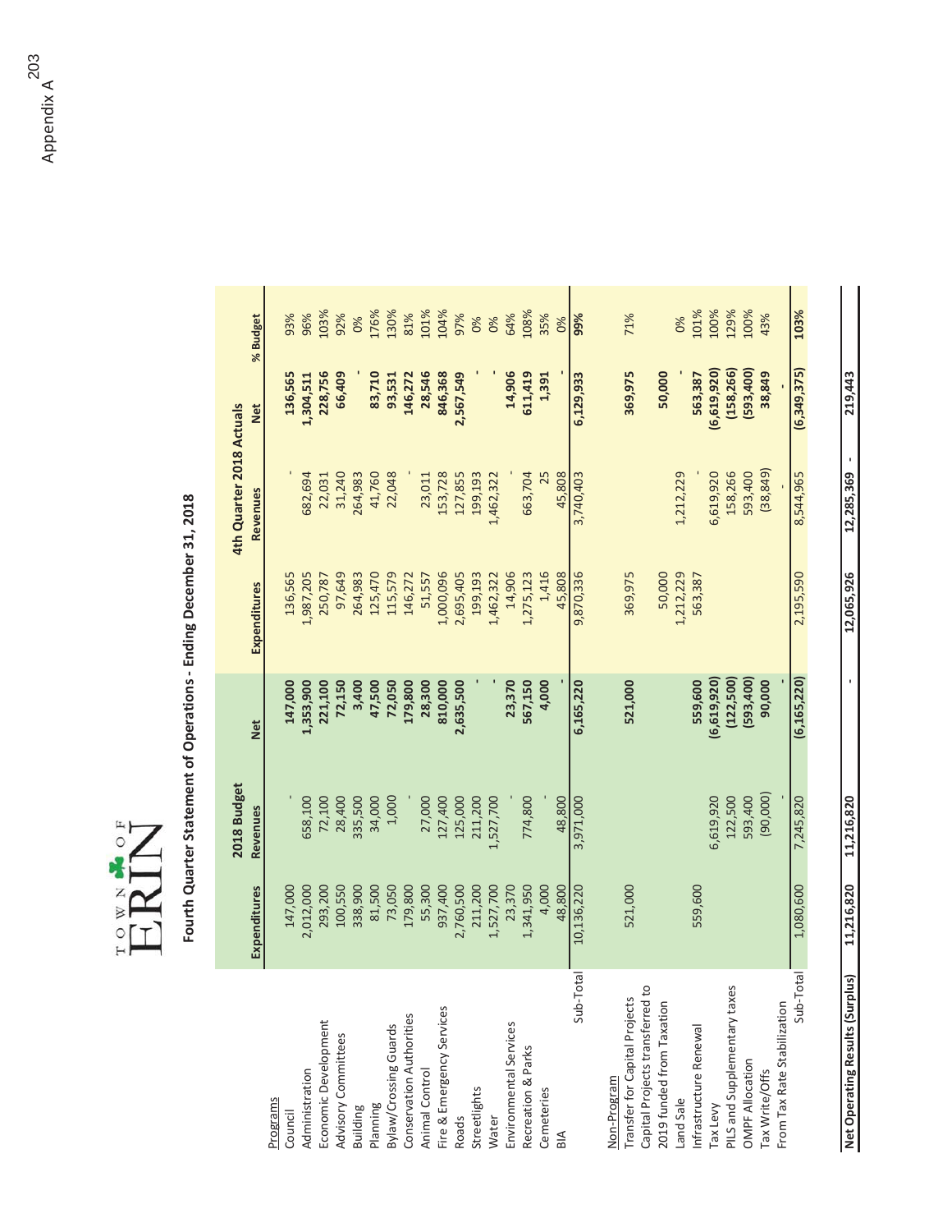TOWN OF ERIN

## Fourth Quarter Statement of Operations - Ending December 31, 2018

| | 2018 Budget | | | 4th Quarter 2018 Actuals | | | |
|---|---|---|---|---|---|---|---|
| | Expenditures | Revenues | Net | Expenditures | Revenues | Net | % Budget |
| Programs | | | | | | | |
| Council | 147,000 | - | **147,000** | 136,565 | - | **136,565** | 93% |
| Administration | 2,012,000 | 658,100 | **1,353,900** | 1,987,205 | 682,694 | **1,304,511** | 96% |
| Economic Development | 293,200 | 72,100 | **221,100** | 250,787 | 22,031 | **228,756** | 103% |
| Advisory Committees | 100,550 | 28,400 | **72,150** | 97,649 | 31,240 | **66,409** | 92% |
| Building | 338,900 | 335,500 | **3,400** | 264,983 | 264,983 | **-** | 0% |
| Planning | 81,500 | 34,000 | **47,500** | 125,470 | 41,760 | **83,710** | 176% |
| Bylaw/Crossing Guards | 73,050 | 1,000 | **72,050** | 115,579 | 22,048 | **93,531** | 130% |
| Conservation Authorities | 179,800 | - | **179,800** | 146,272 | - | **146,272** | 81% |
| Animal Control | 55,300 | 27,000 | **28,300** | 51,557 | 23,011 | **28,546** | 101% |
| Fire & Emergency Services | 937,400 | 127,400 | **810,000** | 1,000,096 | 153,728 | **846,368** | 104% |
| Roads | 2,760,500 | 125,000 | **2,635,500** | 2,695,405 | 127,855 | **2,567,549** | 97% |
| Streetlights | 211,200 | 211,200 | **-** | 199,193 | 199,193 | **-** | 0% |
| Water | 1,527,700 | 1,527,700 | **-** | 1,462,322 | 1,462,322 | **-** | 0% |
| Environmental Services | 23,370 | - | **23,370** | 14,906 | - | **14,906** | 64% |
| Recreation & Parks | 1,341,950 | 774,800 | **567,150** | 1,275,123 | 663,704 | **611,419** | 108% |
| Cemeteries | 4,000 | - | **4,000** | 1,416 | 25 | **1,391** | 35% |
| BIA | 48,800 | 48,800 | **-** | 45,808 | 45,808 | **-** | 0% |
| Sub-Total | 10,136,220 | 3,971,000 | **6,165,220** | 9,870,336 | 3,740,403 | **6,129,933** | **99%** |
| Non-Program | | | | | | | |
| Transfer for Capital Projects | 521,000 | | **521,000** | 369,975 | | **369,975** | 71% |
| Capital Projects transferred to 2019 funded from Taxation | | | | 50,000 | | **50,000** | |
| Land Sale | | | | 1,212,229 | 1,212,229 | **-** | 0% |
| Infrastructure Renewal | 559,600 | | **559,600** | 563,387 | | **563,387** | 101% |
| Tax Levy | | 6,619,920 | **(6,619,920)** | | 6,619,920 | **(6,619,920)** | 100% |
| PILS and Supplementary taxes | | 122,500 | **(122,500)** | | 158,266 | **(158,266)** | 129% |
| OMPF Allocation | | 593,400 | **(593,400)** | | 593,400 | **(593,400)** | 100% |
| Tax Write/Offs | | (90,000) | **90,000** | | (38,849) | **38,849** | 43% |
| From Tax Rate Stabilization | | - | **-** | | - | **-** | |
| Sub-Total | 1,080,600 | 7,245,820 | **(6,165,220)** | 2,195,590 | 8,544,965 | **(6,349,375)** | **103%** |
| **Net Operating Results (Surplus)** | **11,216,820** | **11,216,820** | **-** | **12,065,926** | **12,285,369** | **219,443** | |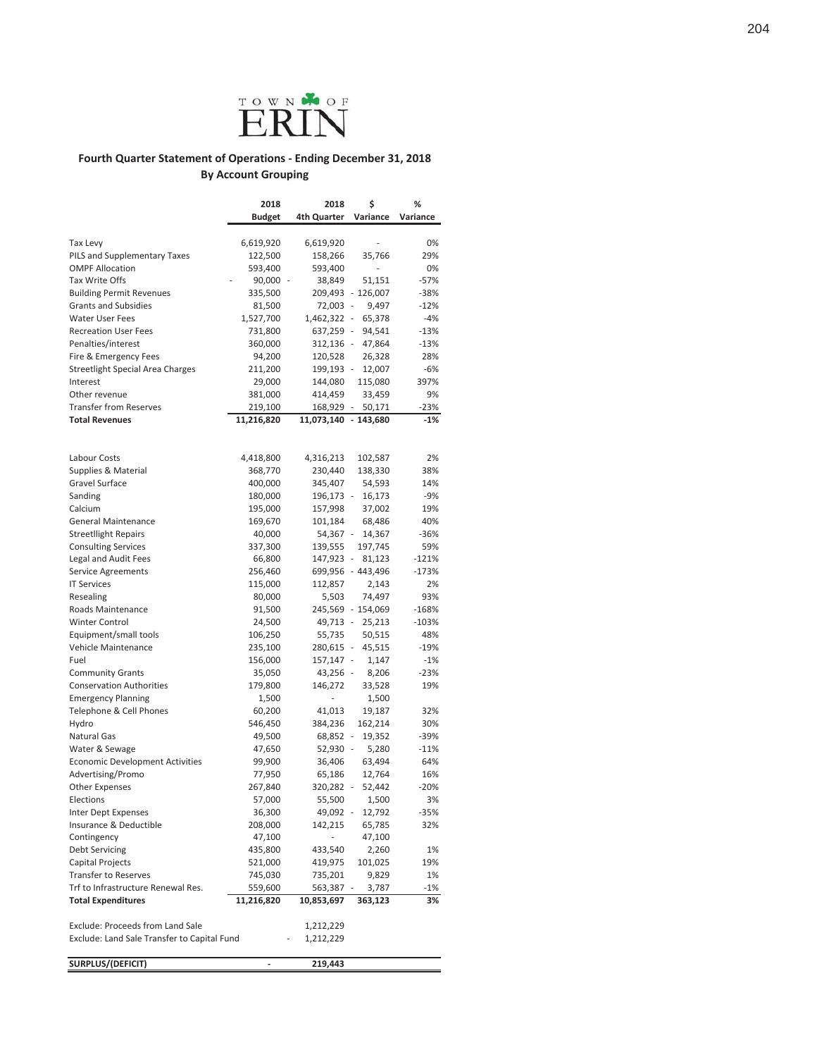TOWN OF ERIN

**Fourth Quarter Statement of Operations - Ending December 31, 2018**
**By Account Grouping**

| | 2018 Budget | 2018 4th Quarter | $ Variance | % Variance |
|---|---|---|---|---|
| Tax Levy | 6,619,920 | 6,619,920 | - | 0% |
| PILS and Supplementary Taxes | 122,500 | 158,266 | 35,766 | 29% |
| OMPF Allocation | 593,400 | 593,400 | - | 0% |
| Tax Write Offs | - 90,000 | - 38,849 | 51,151 | -57% |
| Building Permit Revenues | 335,500 | 209,493 | - 126,007 | -38% |
| Grants and Subsidies | 81,500 | 72,003 | - 9,497 | -12% |
| Water User Fees | 1,527,700 | 1,462,322 | - 65,378 | -4% |
| Recreation User Fees | 731,800 | 637,259 | - 94,541 | -13% |
| Penalties/interest | 360,000 | 312,136 | - 47,864 | -13% |
| Fire & Emergency Fees | 94,200 | 120,528 | 26,328 | 28% |
| Streetlight Special Area Charges | 211,200 | 199,193 | - 12,007 | -6% |
| Interest | 29,000 | 144,080 | 115,080 | 397% |
| Other revenue | 381,000 | 414,459 | 33,459 | 9% |
| Transfer from Reserves | 219,100 | 168,929 | - 50,171 | -23% |
| **Total Revenues** | **11,216,820** | **11,073,140** | **- 143,680** | **-1%** |
| | | | | |
| Labour Costs | 4,418,800 | 4,316,213 | 102,587 | 2% |
| Supplies & Material | 368,770 | 230,440 | 138,330 | 38% |
| Gravel Surface | 400,000 | 345,407 | 54,593 | 14% |
| Sanding | 180,000 | 196,173 | - 16,173 | -9% |
| Calcium | 195,000 | 157,998 | 37,002 | 19% |
| General Maintenance | 169,670 | 101,184 | 68,486 | 40% |
| Streetllight Repairs | 40,000 | 54,367 | - 14,367 | -36% |
| Consulting Services | 337,300 | 139,555 | 197,745 | 59% |
| Legal and Audit Fees | 66,800 | 147,923 | - 81,123 | -121% |
| Service Agreements | 256,460 | 699,956 | - 443,496 | -173% |
| IT Services | 115,000 | 112,857 | 2,143 | 2% |
| Resealing | 80,000 | 5,503 | 74,497 | 93% |
| Roads Maintenance | 91,500 | 245,569 | - 154,069 | -168% |
| Winter Control | 24,500 | 49,713 | - 25,213 | -103% |
| Equipment/small tools | 106,250 | 55,735 | 50,515 | 48% |
| Vehicle Maintenance | 235,100 | 280,615 | - 45,515 | -19% |
| Fuel | 156,000 | 157,147 | - 1,147 | -1% |
| Community Grants | 35,050 | 43,256 | - 8,206 | -23% |
| Conservation Authorities | 179,800 | 146,272 | 33,528 | 19% |
| Emergency Planning | 1,500 | - | 1,500 | |
| Telephone & Cell Phones | 60,200 | 41,013 | 19,187 | 32% |
| Hydro | 546,450 | 384,236 | 162,214 | 30% |
| Natural Gas | 49,500 | 68,852 | - 19,352 | -39% |
| Water & Sewage | 47,650 | 52,930 | - 5,280 | -11% |
| Economic Development Activities | 99,900 | 36,406 | 63,494 | 64% |
| Advertising/Promo | 77,950 | 65,186 | 12,764 | 16% |
| Other Expenses | 267,840 | 320,282 | - 52,442 | -20% |
| Elections | 57,000 | 55,500 | 1,500 | 3% |
| Inter Dept Expenses | 36,300 | 49,092 | - 12,792 | -35% |
| Insurance & Deductible | 208,000 | 142,215 | 65,785 | 32% |
| Contingency | 47,100 | - | 47,100 | |
| Debt Servicing | 435,800 | 433,540 | 2,260 | 1% |
| Capital Projects | 521,000 | 419,975 | 101,025 | 19% |
| Transfer to Reserves | 745,030 | 735,201 | 9,829 | 1% |
| Trf to Infrastructure Renewal Res. | 559,600 | 563,387 | - 3,787 | -1% |
| **Total Expenditures** | **11,216,820** | **10,853,697** | **363,123** | **3%** |
| | | | | |
| Exclude: Proceeds from Land Sale | | 1,212,229 | | |
| Exclude: Land Sale Transfer to Capital Fund | | - 1,212,229 | | |
| | | | | |
| **SURPLUS/(DEFICIT)** | **-** | **219,443** | | |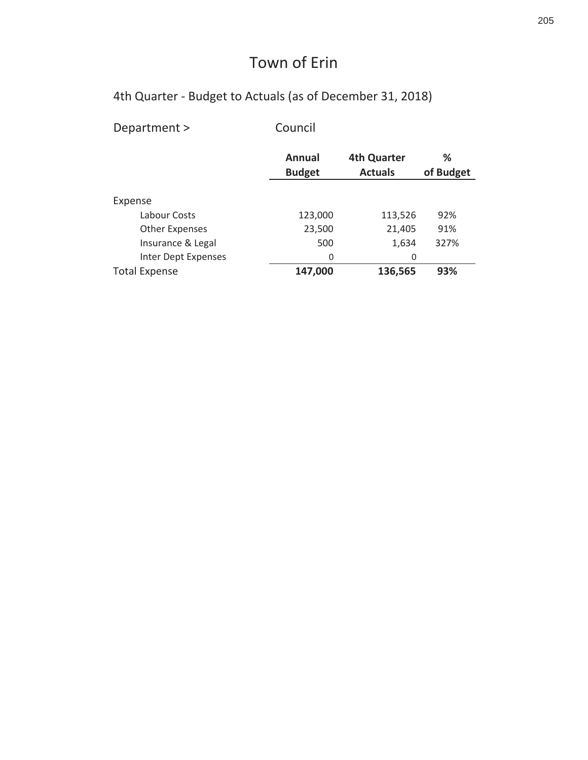# Town of Erin

## 4th Quarter - Budget to Actuals (as of December 31, 2018)

Department > Council

| | Annual Budget | 4th Quarter Actuals | % of Budget |
|---|---|---|---|
| Expense | | | |
| Labour Costs | 123,000 | 113,526 | 92% |
| Other Expenses | 23,500 | 21,405 | 91% |
| Insurance & Legal | 500 | 1,634 | 327% |
| Inter Dept Expenses | 0 | 0 | |
| Total Expense | **147,000** | **136,565** | **93%** |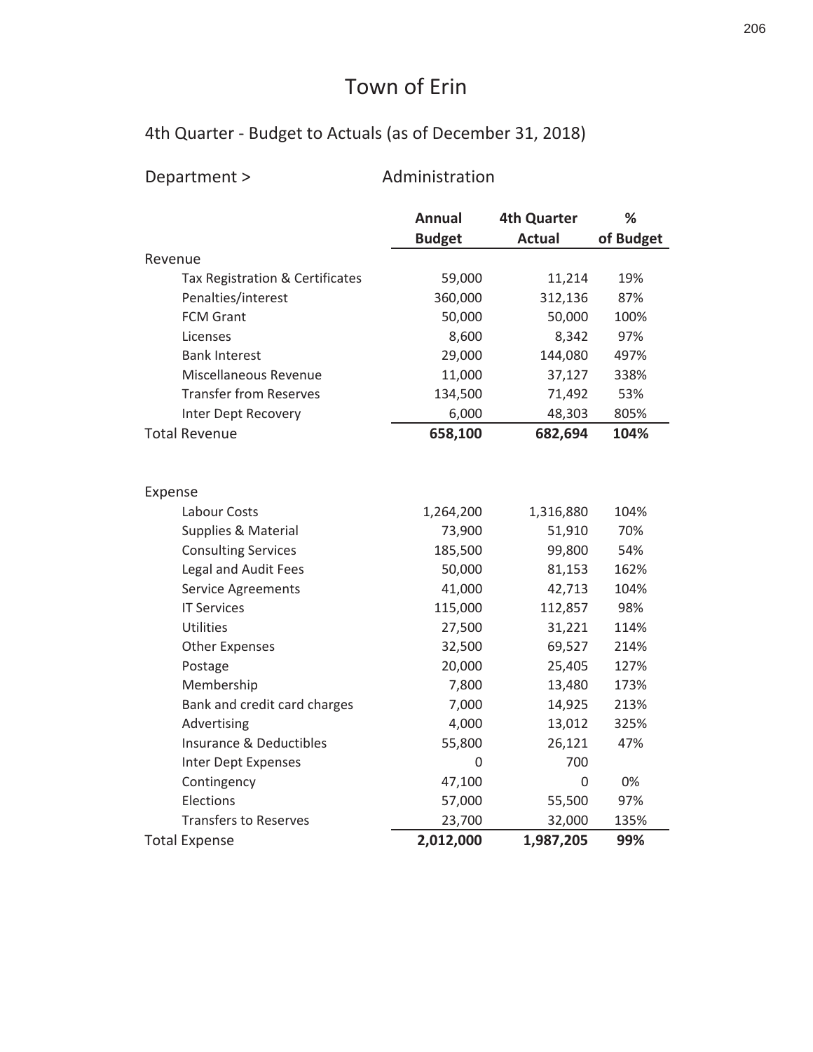# Town of Erin

## 4th Quarter - Budget to Actuals (as of December 31, 2018)

Department > Administration

| | Annual Budget | 4th Quarter Actual | % of Budget |
|---|---|---|---|
| **Revenue** | | | |
| Tax Registration & Certificates | 59,000 | 11,214 | 19% |
| Penalties/interest | 360,000 | 312,136 | 87% |
| FCM Grant | 50,000 | 50,000 | 100% |
| Licenses | 8,600 | 8,342 | 97% |
| Bank Interest | 29,000 | 144,080 | 497% |
| Miscellaneous Revenue | 11,000 | 37,127 | 338% |
| Transfer from Reserves | 134,500 | 71,492 | 53% |
| Inter Dept Recovery | 6,000 | 48,303 | 805% |
| Total Revenue | **658,100** | **682,694** | **104%** |
| | | | |
| **Expense** | | | |
| Labour Costs | 1,264,200 | 1,316,880 | 104% |
| Supplies & Material | 73,900 | 51,910 | 70% |
| Consulting Services | 185,500 | 99,800 | 54% |
| Legal and Audit Fees | 50,000 | 81,153 | 162% |
| Service Agreements | 41,000 | 42,713 | 104% |
| IT Services | 115,000 | 112,857 | 98% |
| Utilities | 27,500 | 31,221 | 114% |
| Other Expenses | 32,500 | 69,527 | 214% |
| Postage | 20,000 | 25,405 | 127% |
| Membership | 7,800 | 13,480 | 173% |
| Bank and credit card charges | 7,000 | 14,925 | 213% |
| Advertising | 4,000 | 13,012 | 325% |
| Insurance & Deductibles | 55,800 | 26,121 | 47% |
| Inter Dept Expenses | 0 | 700 | |
| Contingency | 47,100 | 0 | 0% |
| Elections | 57,000 | 55,500 | 97% |
| Transfers to Reserves | 23,700 | 32,000 | 135% |
| Total Expense | **2,012,000** | **1,987,205** | **99%** |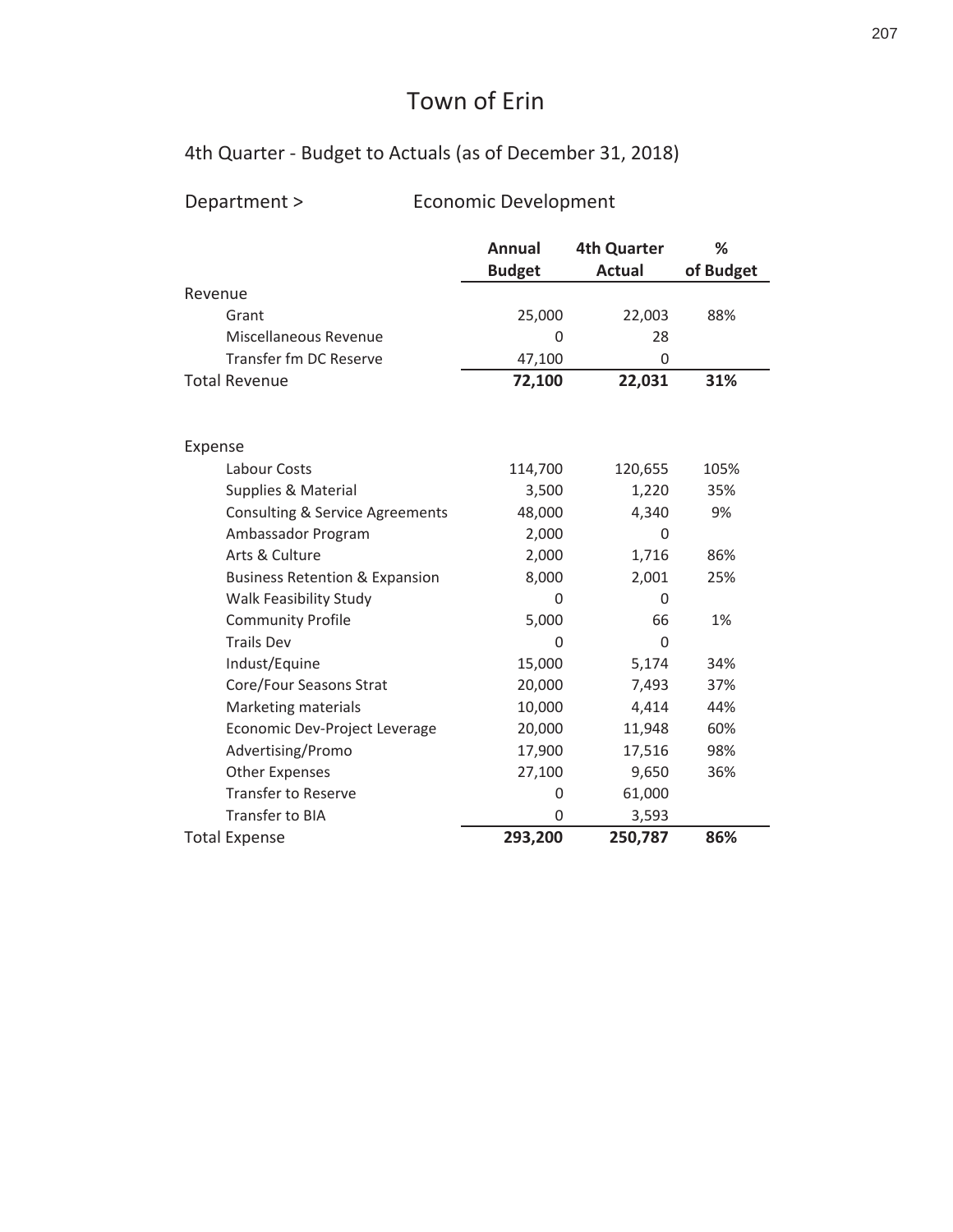# Town of Erin

## 4th Quarter - Budget to Actuals (as of December 31, 2018)

Department > Economic Development

| | Annual Budget | 4th Quarter Actual | % of Budget |
|---|---|---|---|
| **Revenue** | | | |
| Grant | 25,000 | 22,003 | 88% |
| Miscellaneous Revenue | 0 | 28 | |
| Transfer fm DC Reserve | 47,100 | 0 | |
| **Total Revenue** | **72,100** | **22,031** | **31%** |
| | | | |
| **Expense** | | | |
| Labour Costs | 114,700 | 120,655 | 105% |
| Supplies & Material | 3,500 | 1,220 | 35% |
| Consulting & Service Agreements | 48,000 | 4,340 | 9% |
| Ambassador Program | 2,000 | 0 | |
| Arts & Culture | 2,000 | 1,716 | 86% |
| Business Retention & Expansion | 8,000 | 2,001 | 25% |
| Walk Feasibility Study | 0 | 0 | |
| Community Profile | 5,000 | 66 | 1% |
| Trails Dev | 0 | 0 | |
| Indust/Equine | 15,000 | 5,174 | 34% |
| Core/Four Seasons Strat | 20,000 | 7,493 | 37% |
| Marketing materials | 10,000 | 4,414 | 44% |
| Economic Dev-Project Leverage | 20,000 | 11,948 | 60% |
| Advertising/Promo | 17,900 | 17,516 | 98% |
| Other Expenses | 27,100 | 9,650 | 36% |
| Transfer to Reserve | 0 | 61,000 | |
| Transfer to BIA | 0 | 3,593 | |
| **Total Expense** | **293,200** | **250,787** | **86%** |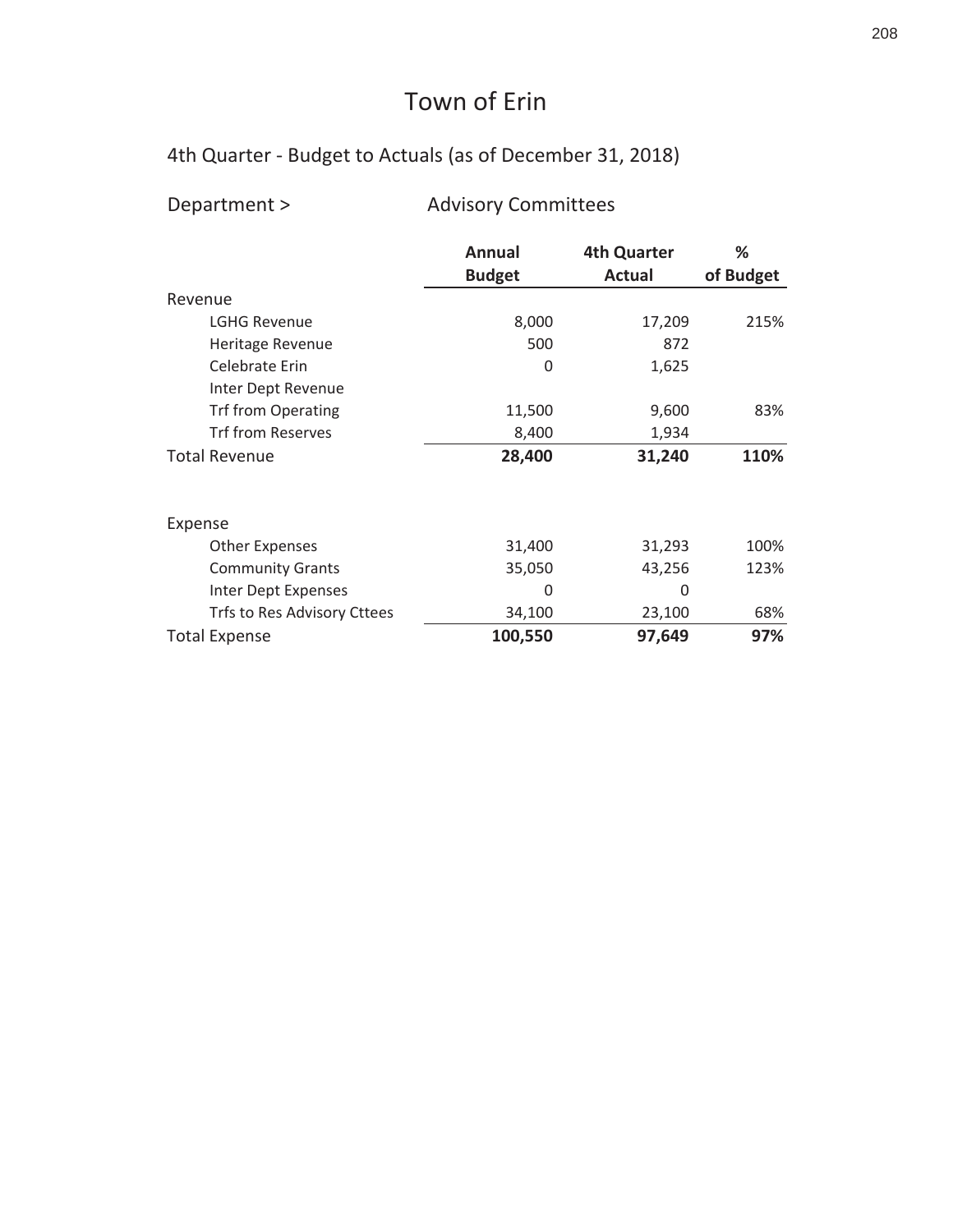# Town of Erin

## 4th Quarter - Budget to Actuals (as of December 31, 2018)

Department > Advisory Committees

| | Annual Budget | 4th Quarter Actual | % of Budget |
|---|---|---|---|
| Revenue | | | |
| LGHG Revenue | 8,000 | 17,209 | 215% |
| Heritage Revenue | 500 | 872 | |
| Celebrate Erin | 0 | 1,625 | |
| Inter Dept Revenue | | | |
| Trf from Operating | 11,500 | 9,600 | 83% |
| Trf from Reserves | 8,400 | 1,934 | |
| **Total Revenue** | **28,400** | **31,240** | **110%** |
| | | | |
| Expense | | | |
| Other Expenses | 31,400 | 31,293 | 100% |
| Community Grants | 35,050 | 43,256 | 123% |
| Inter Dept Expenses | 0 | 0 | |
| Trfs to Res Advisory Cttees | 34,100 | 23,100 | 68% |
| **Total Expense** | **100,550** | **97,649** | **97%** |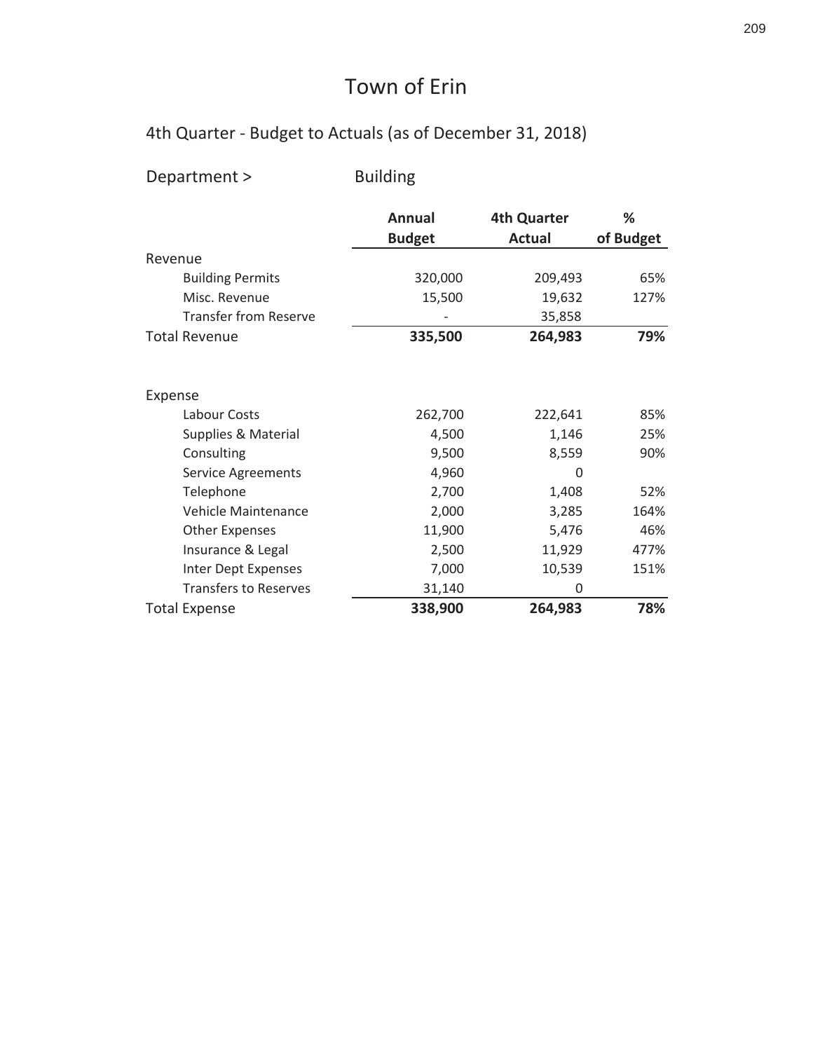# Town of Erin

## 4th Quarter - Budget to Actuals (as of December 31, 2018)

Department > Building

| | Annual Budget | 4th Quarter Actual | % of Budget |
|---|---|---|---|
| Revenue | | | |
| Building Permits | 320,000 | 209,493 | 65% |
| Misc. Revenue | 15,500 | 19,632 | 127% |
| Transfer from Reserve | - | 35,858 | |
| **Total Revenue** | **335,500** | **264,983** | **79%** |
| | | | |
| Expense | | | |
| Labour Costs | 262,700 | 222,641 | 85% |
| Supplies & Material | 4,500 | 1,146 | 25% |
| Consulting | 9,500 | 8,559 | 90% |
| Service Agreements | 4,960 | 0 | |
| Telephone | 2,700 | 1,408 | 52% |
| Vehicle Maintenance | 2,000 | 3,285 | 164% |
| Other Expenses | 11,900 | 5,476 | 46% |
| Insurance & Legal | 2,500 | 11,929 | 477% |
| Inter Dept Expenses | 7,000 | 10,539 | 151% |
| Transfers to Reserves | 31,140 | 0 | |
| **Total Expense** | **338,900** | **264,983** | **78%** |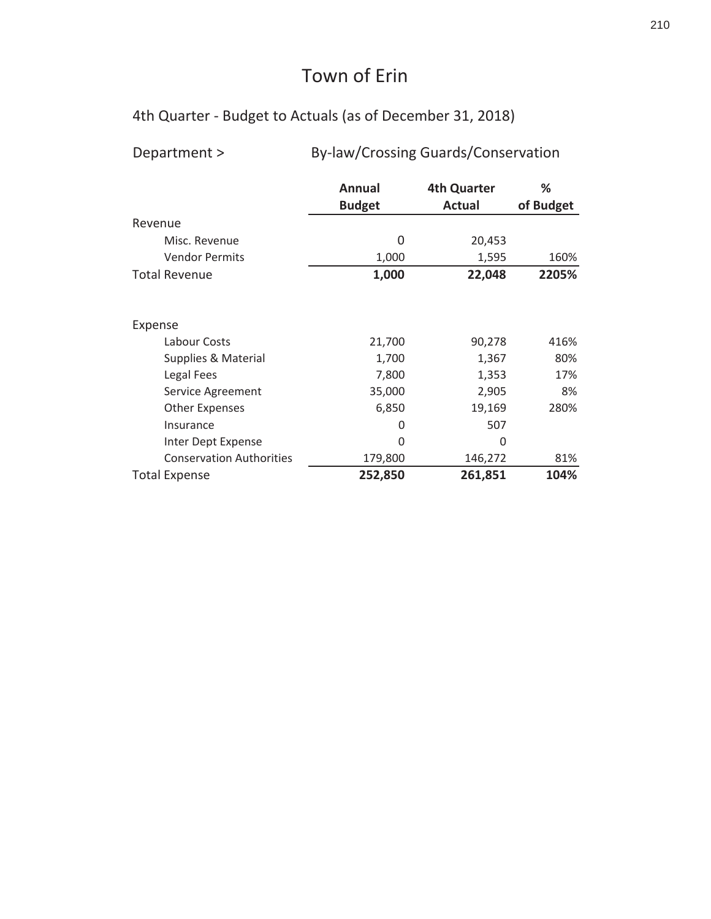# Town of Erin

## 4th Quarter - Budget to Actuals (as of December 31, 2018)

Department > By-law/Crossing Guards/Conservation

| | Annual Budget | 4th Quarter Actual | % of Budget |
|---|---|---|---|
| Revenue | | | |
| Misc. Revenue | 0 | 20,453 | |
| Vendor Permits | 1,000 | 1,595 | 160% |
| **Total Revenue** | **1,000** | **22,048** | **2205%** |
| | | | |
| Expense | | | |
| Labour Costs | 21,700 | 90,278 | 416% |
| Supplies & Material | 1,700 | 1,367 | 80% |
| Legal Fees | 7,800 | 1,353 | 17% |
| Service Agreement | 35,000 | 2,905 | 8% |
| Other Expenses | 6,850 | 19,169 | 280% |
| Insurance | 0 | 507 | |
| Inter Dept Expense | 0 | 0 | |
| Conservation Authorities | 179,800 | 146,272 | 81% |
| **Total Expense** | **252,850** | **261,851** | **104%** |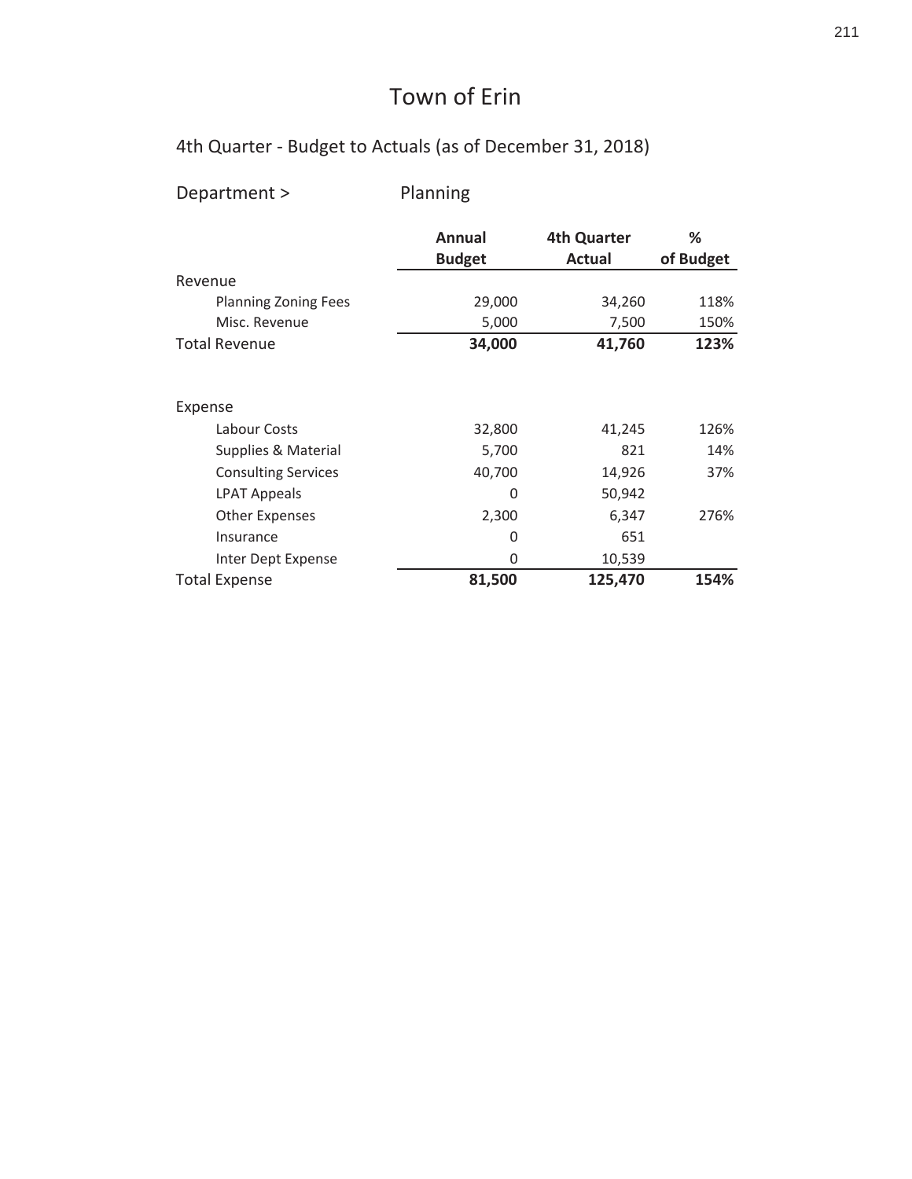# Town of Erin

## 4th Quarter - Budget to Actuals (as of December 31, 2018)

Department > Planning

| | Annual Budget | 4th Quarter Actual | % of Budget |
|---|---|---|---|
| Revenue | | | |
| Planning Zoning Fees | 29,000 | 34,260 | 118% |
| Misc. Revenue | 5,000 | 7,500 | 150% |
| **Total Revenue** | **34,000** | **41,760** | **123%** |
| | | | |
| Expense | | | |
| Labour Costs | 32,800 | 41,245 | 126% |
| Supplies & Material | 5,700 | 821 | 14% |
| Consulting Services | 40,700 | 14,926 | 37% |
| LPAT Appeals | 0 | 50,942 | |
| Other Expenses | 2,300 | 6,347 | 276% |
| Insurance | 0 | 651 | |
| Inter Dept Expense | 0 | 10,539 | |
| **Total Expense** | **81,500** | **125,470** | **154%** |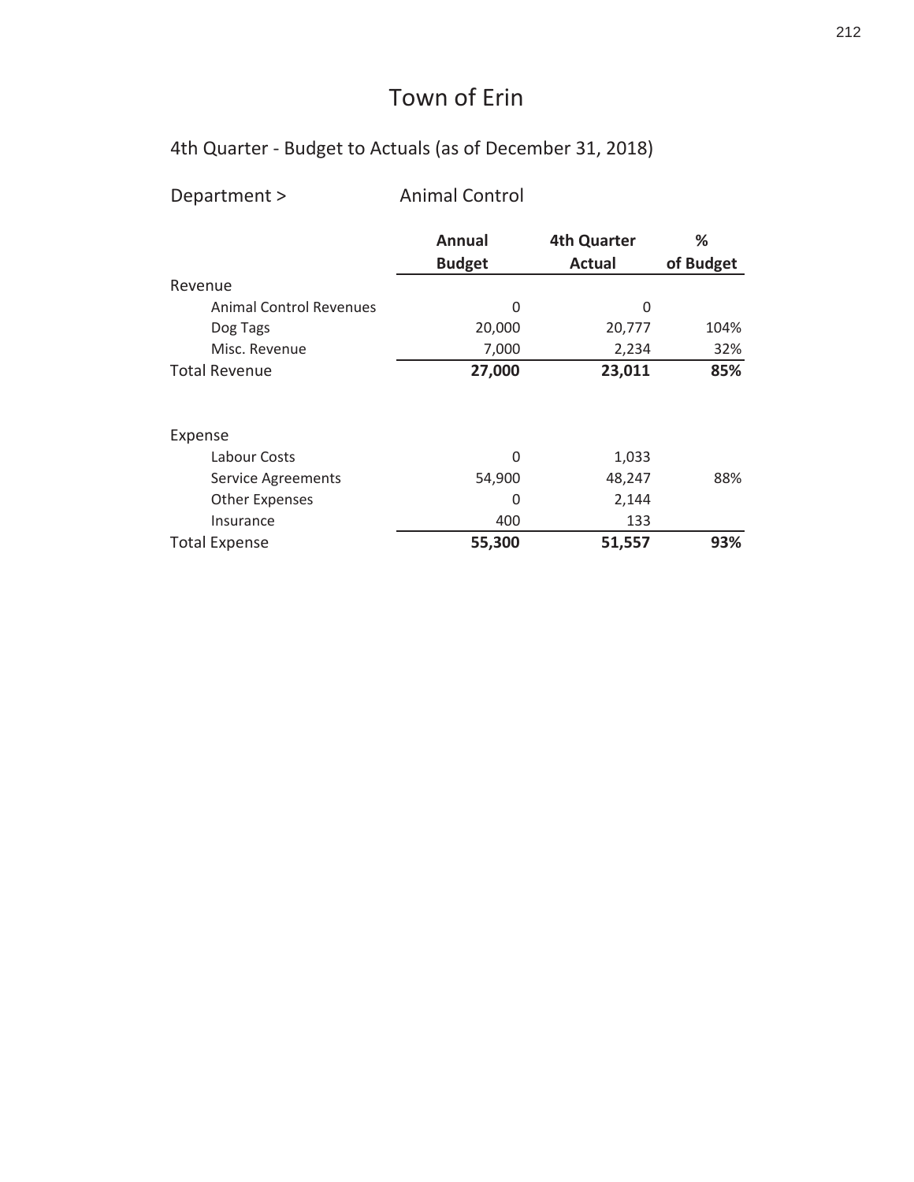# Town of Erin

## 4th Quarter - Budget to Actuals (as of December 31, 2018)

Department > Animal Control

| | Annual Budget | 4th Quarter Actual | % of Budget |
|---|---|---|---|
| **Revenue** | | | |
| Animal Control Revenues | 0 | 0 | |
| Dog Tags | 20,000 | 20,777 | 104% |
| Misc. Revenue | 7,000 | 2,234 | 32% |
| **Total Revenue** | **27,000** | **23,011** | **85%** |
| | | | |
| **Expense** | | | |
| Labour Costs | 0 | 1,033 | |
| Service Agreements | 54,900 | 48,247 | 88% |
| Other Expenses | 0 | 2,144 | |
| Insurance | 400 | 133 | |
| **Total Expense** | **55,300** | **51,557** | **93%** |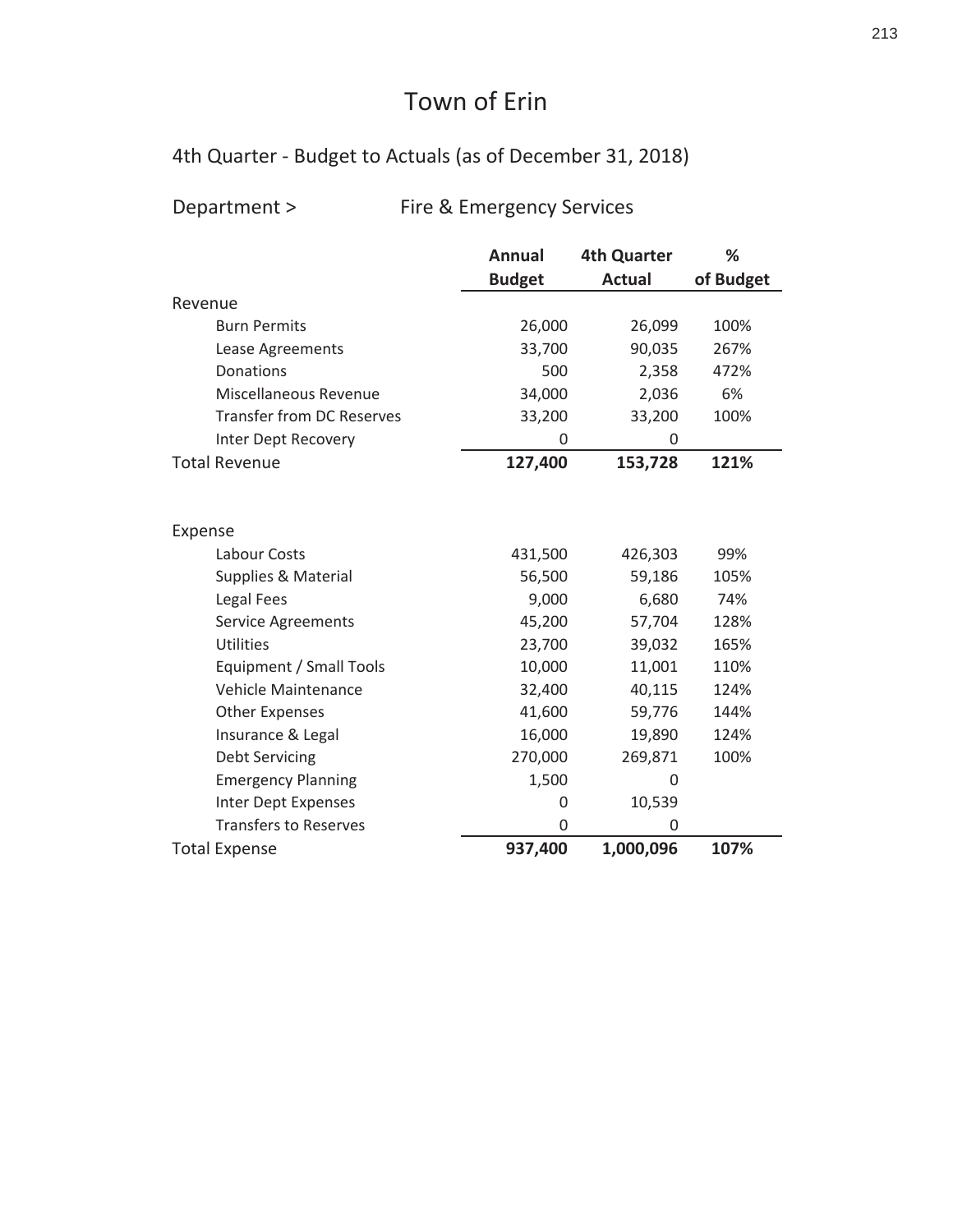# Town of Erin

## 4th Quarter - Budget to Actuals (as of December 31, 2018)

Department > Fire & Emergency Services

| | Annual Budget | 4th Quarter Actual | % of Budget |
|---|---|---|---|
| Revenue | | | |
| Burn Permits | 26,000 | 26,099 | 100% |
| Lease Agreements | 33,700 | 90,035 | 267% |
| Donations | 500 | 2,358 | 472% |
| Miscellaneous Revenue | 34,000 | 2,036 | 6% |
| Transfer from DC Reserves | 33,200 | 33,200 | 100% |
| Inter Dept Recovery | 0 | 0 | |
| **Total Revenue** | **127,400** | **153,728** | **121%** |
| | | | |
| Expense | | | |
| Labour Costs | 431,500 | 426,303 | 99% |
| Supplies & Material | 56,500 | 59,186 | 105% |
| Legal Fees | 9,000 | 6,680 | 74% |
| Service Agreements | 45,200 | 57,704 | 128% |
| Utilities | 23,700 | 39,032 | 165% |
| Equipment / Small Tools | 10,000 | 11,001 | 110% |
| Vehicle Maintenance | 32,400 | 40,115 | 124% |
| Other Expenses | 41,600 | 59,776 | 144% |
| Insurance & Legal | 16,000 | 19,890 | 124% |
| Debt Servicing | 270,000 | 269,871 | 100% |
| Emergency Planning | 1,500 | 0 | |
| Inter Dept Expenses | 0 | 10,539 | |
| Transfers to Reserves | 0 | 0 | |
| **Total Expense** | **937,400** | **1,000,096** | **107%** |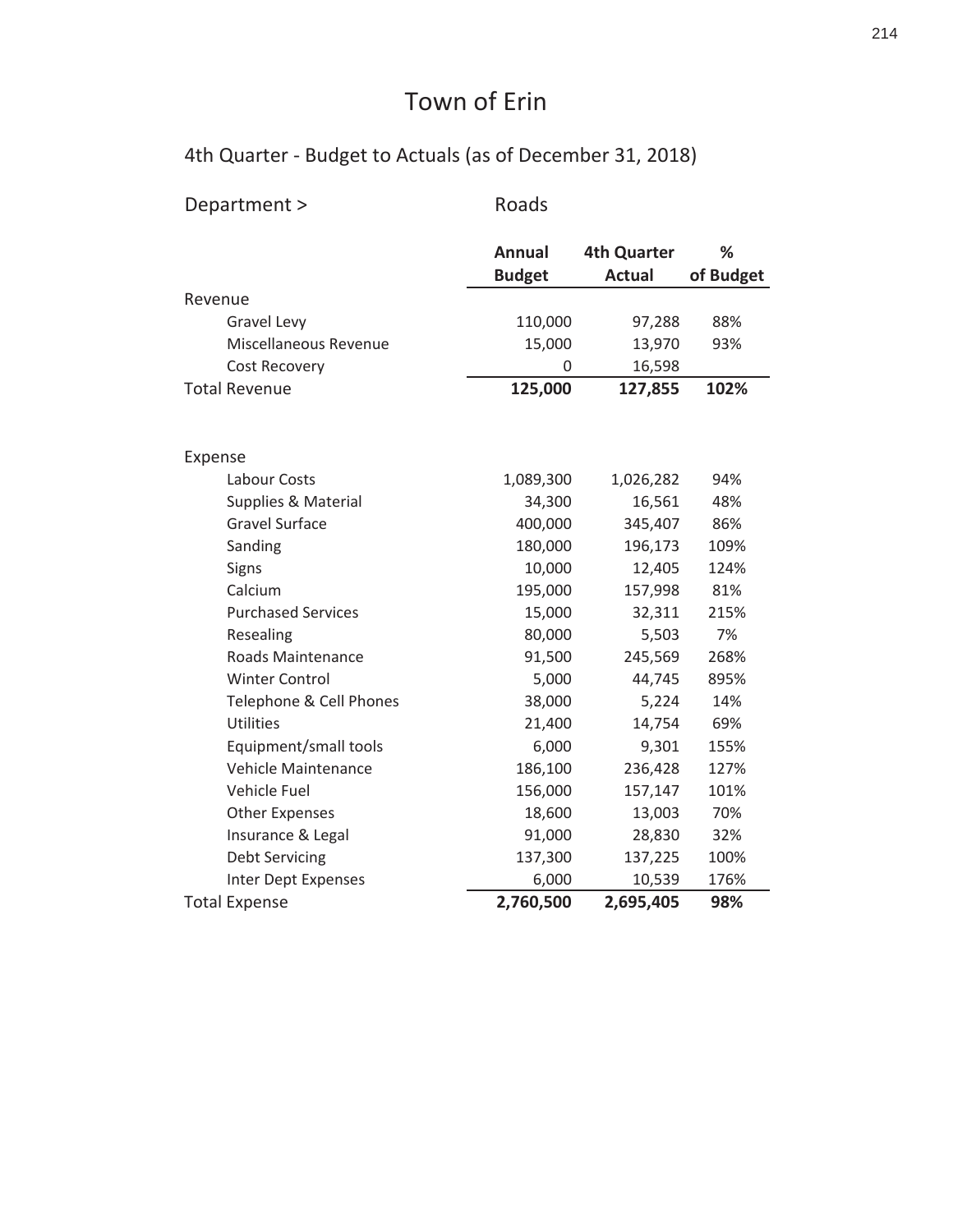# Town of Erin

## 4th Quarter - Budget to Actuals (as of December 31, 2018)

Department > Roads

| | Annual Budget | 4th Quarter Actual | % of Budget |
|---|---|---|---|
| Revenue | | | |
| Gravel Levy | 110,000 | 97,288 | 88% |
| Miscellaneous Revenue | 15,000 | 13,970 | 93% |
| Cost Recovery | 0 | 16,598 | |
| Total Revenue | **125,000** | **127,855** | **102%** |
| | | | |
| Expense | | | |
| Labour Costs | 1,089,300 | 1,026,282 | 94% |
| Supplies & Material | 34,300 | 16,561 | 48% |
| Gravel Surface | 400,000 | 345,407 | 86% |
| Sanding | 180,000 | 196,173 | 109% |
| Signs | 10,000 | 12,405 | 124% |
| Calcium | 195,000 | 157,998 | 81% |
| Purchased Services | 15,000 | 32,311 | 215% |
| Resealing | 80,000 | 5,503 | 7% |
| Roads Maintenance | 91,500 | 245,569 | 268% |
| Winter Control | 5,000 | 44,745 | 895% |
| Telephone & Cell Phones | 38,000 | 5,224 | 14% |
| Utilities | 21,400 | 14,754 | 69% |
| Equipment/small tools | 6,000 | 9,301 | 155% |
| Vehicle Maintenance | 186,100 | 236,428 | 127% |
| Vehicle Fuel | 156,000 | 157,147 | 101% |
| Other Expenses | 18,600 | 13,003 | 70% |
| Insurance & Legal | 91,000 | 28,830 | 32% |
| Debt Servicing | 137,300 | 137,225 | 100% |
| Inter Dept Expenses | 6,000 | 10,539 | 176% |
| Total Expense | **2,760,500** | **2,695,405** | **98%** |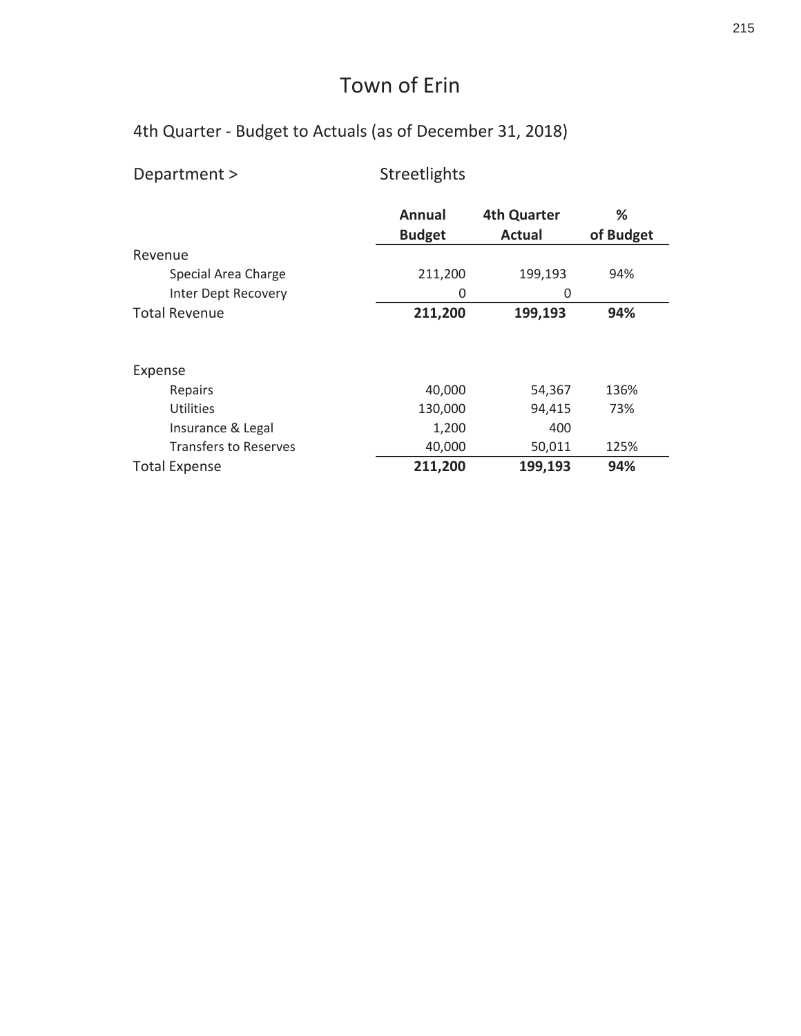# Town of Erin

## 4th Quarter - Budget to Actuals (as of December 31, 2018)

Department > Streetlights

| | Annual Budget | 4th Quarter Actual | % of Budget |
|---|---|---|---|
| Revenue | | | |
| Special Area Charge | 211,200 | 199,193 | 94% |
| Inter Dept Recovery | 0 | 0 | |
| **Total Revenue** | **211,200** | **199,193** | **94%** |
| | | | |
| Expense | | | |
| Repairs | 40,000 | 54,367 | 136% |
| Utilities | 130,000 | 94,415 | 73% |
| Insurance & Legal | 1,200 | 400 | |
| Transfers to Reserves | 40,000 | 50,011 | 125% |
| **Total Expense** | **211,200** | **199,193** | **94%** |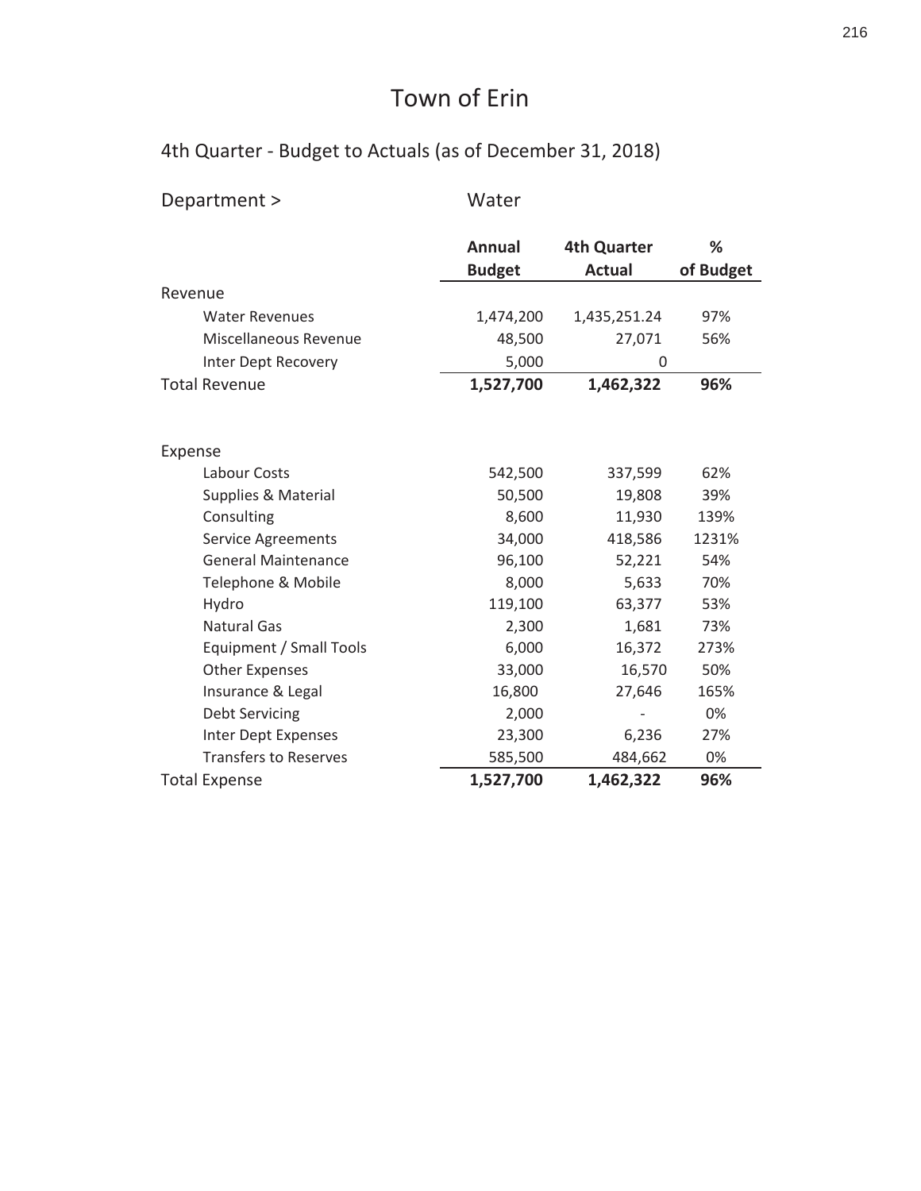# Town of Erin

## 4th Quarter - Budget to Actuals (as of December 31, 2018)

Department > Water

| | Annual Budget | 4th Quarter Actual | % of Budget |
|---|---|---|---|
| Revenue | | | |
| Water Revenues | 1,474,200 | 1,435,251.24 | 97% |
| Miscellaneous Revenue | 48,500 | 27,071 | 56% |
| Inter Dept Recovery | 5,000 | 0 | |
| **Total Revenue** | **1,527,700** | **1,462,322** | **96%** |
| | | | |
| Expense | | | |
| Labour Costs | 542,500 | 337,599 | 62% |
| Supplies & Material | 50,500 | 19,808 | 39% |
| Consulting | 8,600 | 11,930 | 139% |
| Service Agreements | 34,000 | 418,586 | 1231% |
| General Maintenance | 96,100 | 52,221 | 54% |
| Telephone & Mobile | 8,000 | 5,633 | 70% |
| Hydro | 119,100 | 63,377 | 53% |
| Natural Gas | 2,300 | 1,681 | 73% |
| Equipment / Small Tools | 6,000 | 16,372 | 273% |
| Other Expenses | 33,000 | 16,570 | 50% |
| Insurance & Legal | 16,800 | 27,646 | 165% |
| Debt Servicing | 2,000 | - | 0% |
| Inter Dept Expenses | 23,300 | 6,236 | 27% |
| Transfers to Reserves | 585,500 | 484,662 | 0% |
| **Total Expense** | **1,527,700** | **1,462,322** | **96%** |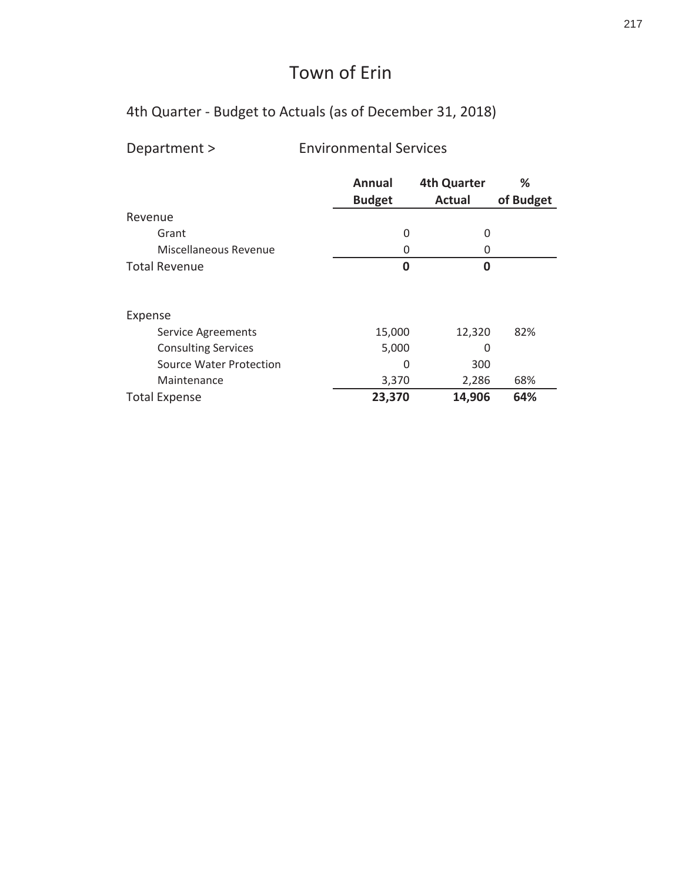# Town of Erin

## 4th Quarter - Budget to Actuals (as of December 31, 2018)

Department > Environmental Services

| | Annual Budget | 4th Quarter Actual | % of Budget |
|---|---|---|---|
| Revenue | | | |
| Grant | 0 | 0 | |
| Miscellaneous Revenue | 0 | 0 | |
| **Total Revenue** | **0** | **0** | |
| | | | |
| Expense | | | |
| Service Agreements | 15,000 | 12,320 | 82% |
| Consulting Services | 5,000 | 0 | |
| Source Water Protection | 0 | 300 | |
| Maintenance | 3,370 | 2,286 | 68% |
| Total Expense | **23,370** | **14,906** | **64%** |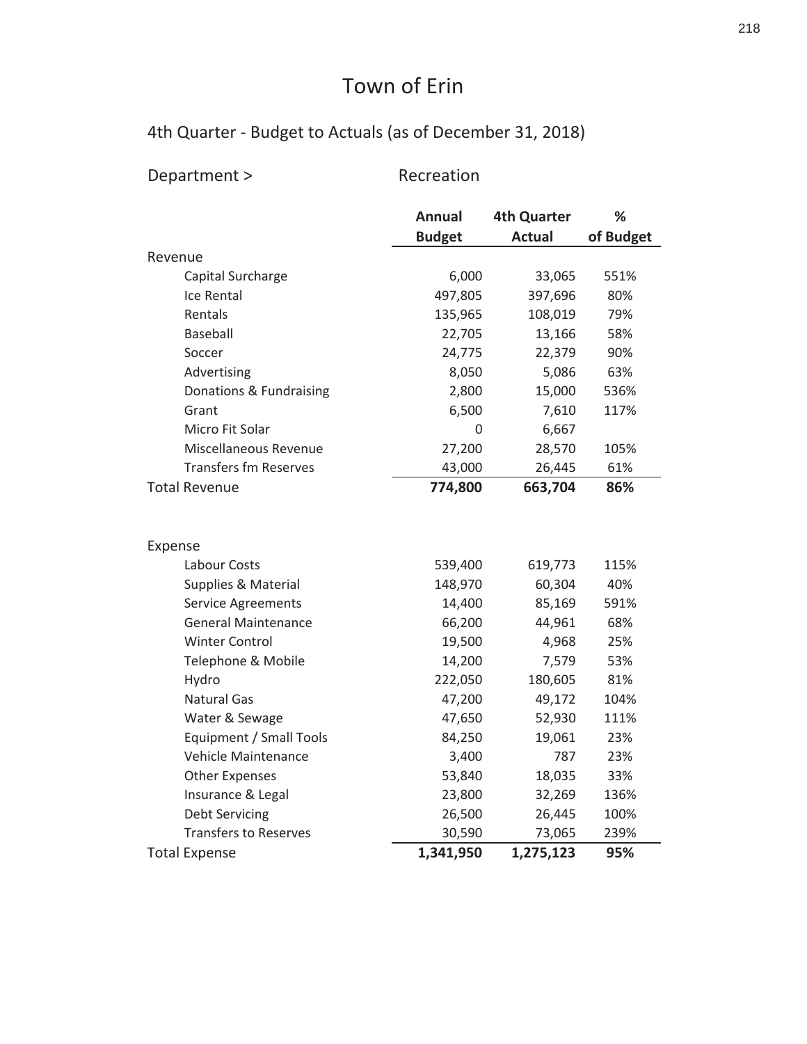# Town of Erin

## 4th Quarter - Budget to Actuals (as of December 31, 2018)

Department > Recreation

| | Annual Budget | 4th Quarter Actual | % of Budget |
|---|---|---|---|
| **Revenue** | | | |
| Capital Surcharge | 6,000 | 33,065 | 551% |
| Ice Rental | 497,805 | 397,696 | 80% |
| Rentals | 135,965 | 108,019 | 79% |
| Baseball | 22,705 | 13,166 | 58% |
| Soccer | 24,775 | 22,379 | 90% |
| Advertising | 8,050 | 5,086 | 63% |
| Donations & Fundraising | 2,800 | 15,000 | 536% |
| Grant | 6,500 | 7,610 | 117% |
| Micro Fit Solar | 0 | 6,667 | |
| Miscellaneous Revenue | 27,200 | 28,570 | 105% |
| Transfers fm Reserves | 43,000 | 26,445 | 61% |
| Total Revenue | **774,800** | **663,704** | **86%** |
| | | | |
| **Expense** | | | |
| Labour Costs | 539,400 | 619,773 | 115% |
| Supplies & Material | 148,970 | 60,304 | 40% |
| Service Agreements | 14,400 | 85,169 | 591% |
| General Maintenance | 66,200 | 44,961 | 68% |
| Winter Control | 19,500 | 4,968 | 25% |
| Telephone & Mobile | 14,200 | 7,579 | 53% |
| Hydro | 222,050 | 180,605 | 81% |
| Natural Gas | 47,200 | 49,172 | 104% |
| Water & Sewage | 47,650 | 52,930 | 111% |
| Equipment / Small Tools | 84,250 | 19,061 | 23% |
| Vehicle Maintenance | 3,400 | 787 | 23% |
| Other Expenses | 53,840 | 18,035 | 33% |
| Insurance & Legal | 23,800 | 32,269 | 136% |
| Debt Servicing | 26,500 | 26,445 | 100% |
| Transfers to Reserves | 30,590 | 73,065 | 239% |
| Total Expense | **1,341,950** | **1,275,123** | **95%** |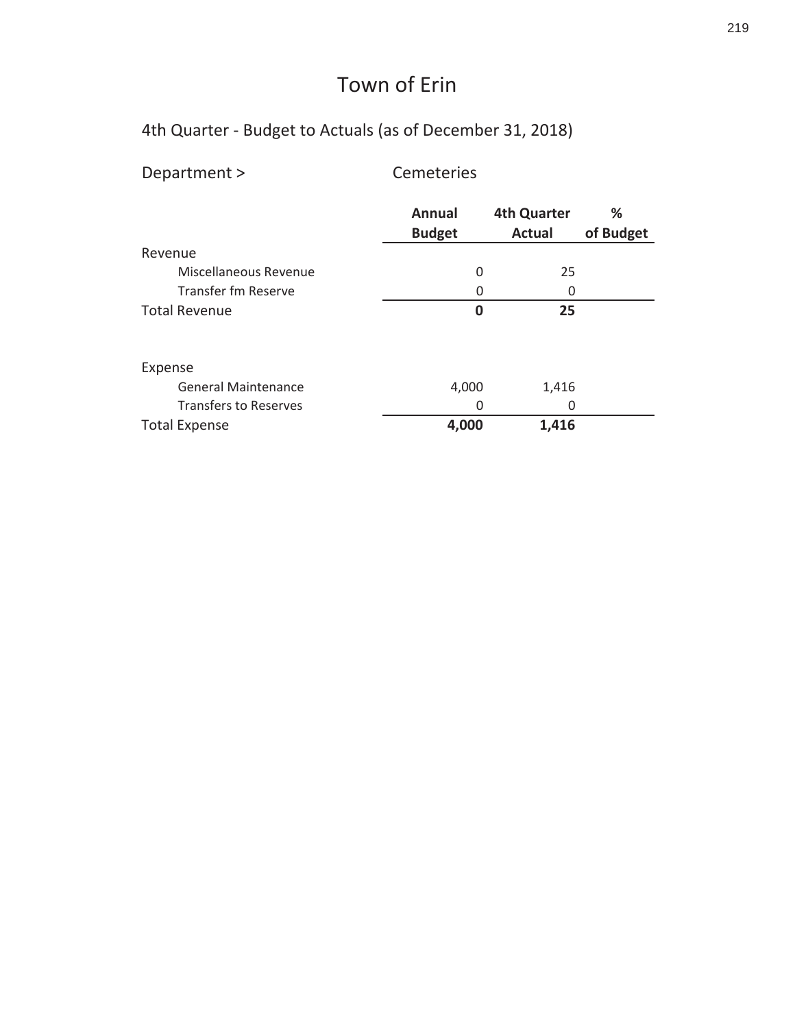# Town of Erin

## 4th Quarter - Budget to Actuals (as of December 31, 2018)

Department > Cemeteries

| | Annual Budget | 4th Quarter Actual | % of Budget |
|---|---|---|---|
| Revenue | | | |
| Miscellaneous Revenue | 0 | 25 | |
| Transfer fm Reserve | 0 | 0 | |
| **Total Revenue** | **0** | **25** | |
| | | | |
| Expense | | | |
| General Maintenance | 4,000 | 1,416 | |
| Transfers to Reserves | 0 | 0 | |
| **Total Expense** | **4,000** | **1,416** | |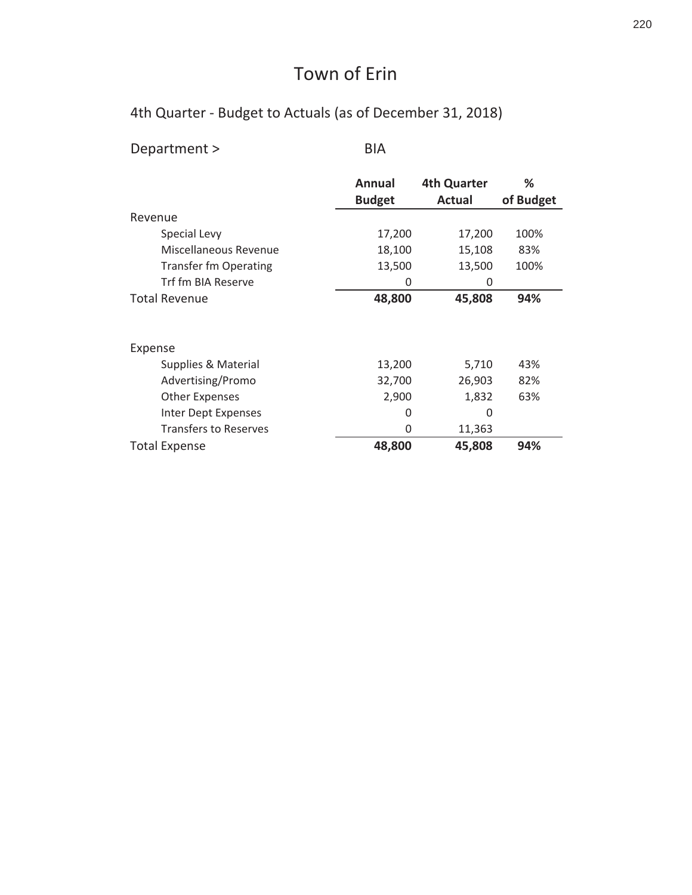# Town of Erin

## 4th Quarter - Budget to Actuals (as of December 31, 2018)

Department > BIA

| | Annual Budget | 4th Quarter Actual | % of Budget |
|---|---|---|---|
| Revenue | | | |
| Special Levy | 17,200 | 17,200 | 100% |
| Miscellaneous Revenue | 18,100 | 15,108 | 83% |
| Transfer fm Operating | 13,500 | 13,500 | 100% |
| Trf fm BIA Reserve | 0 | 0 | |
| Total Revenue | **48,800** | **45,808** | **94%** |
| | | | |
| Expense | | | |
| Supplies & Material | 13,200 | 5,710 | 43% |
| Advertising/Promo | 32,700 | 26,903 | 82% |
| Other Expenses | 2,900 | 1,832 | 63% |
| Inter Dept Expenses | 0 | 0 | |
| Transfers to Reserves | 0 | 11,363 | |
| Total Expense | **48,800** | **45,808** | **94%** |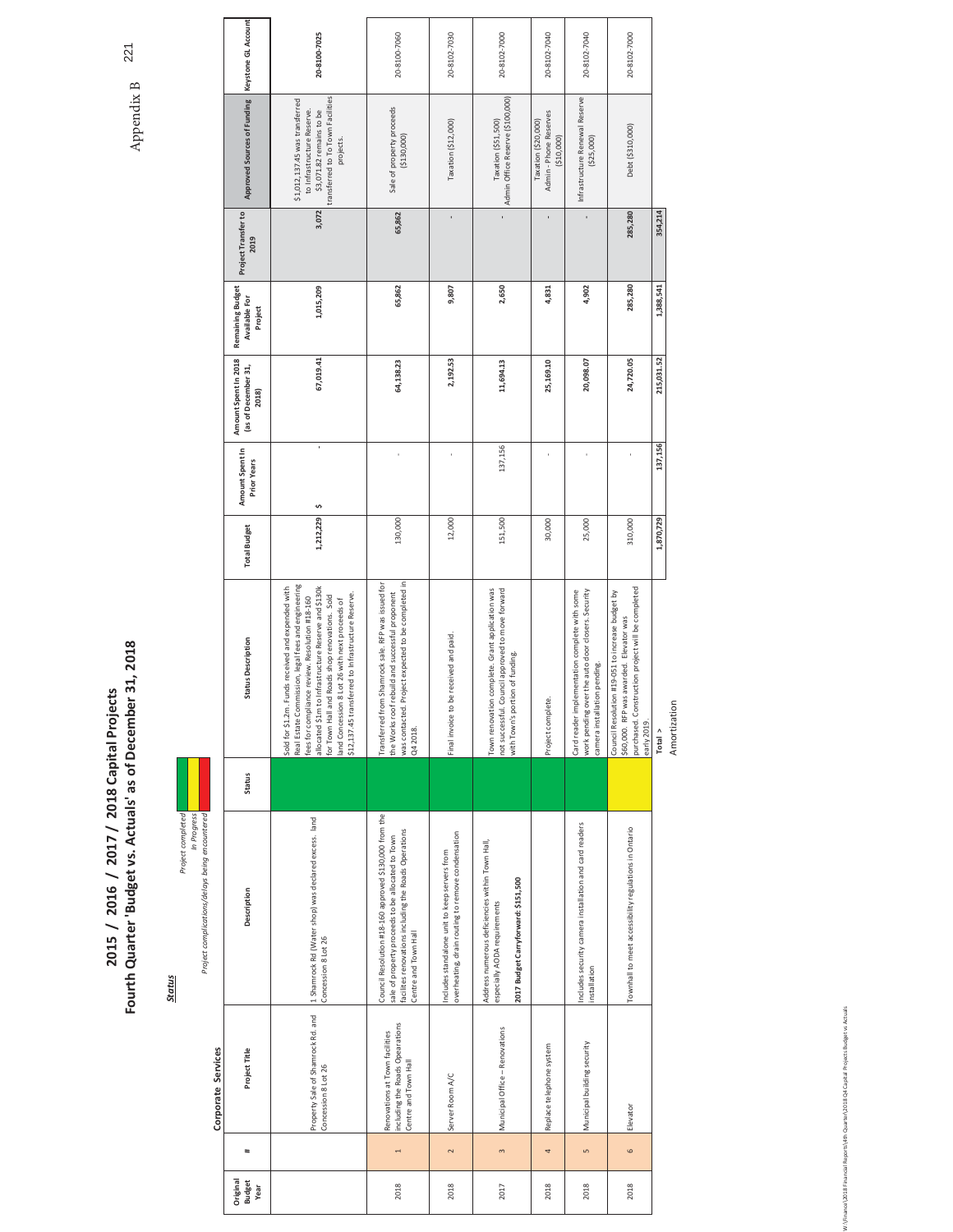# 2015 / 2016 / 2017 / 2018 Capital Projects
## Fourth Quarter 'Budget vs. Actuals' as of December 31, 2018

Appendix B

**Status**

*Project completed*
*In Progress*
*Project complications/delays being encountered*

### Corporate Services

| Original Budget Year | # | Project Title | Description | Status | Status Description | Total Budget | Amount Spent In Prior Years | Amount Spent In 2018 (as of December 31, 2018) | Remaining Budget Available For Project | Project Transfer to 2019 | Approved Sources of Funding | Keystone GL Account |
|---|---|---|---|---|---|---|---|---|---|---|---|---|
| | | Property Sale of Shamrock Rd. and Concession 8 Lot 26 | 1 Shamrock Rd (Water shop) was declared excess. land Concession 8 Lot 26 | Project completed | Sold for $1.2m. Funds received and expended with Real Estate Commission, legal fees and engineering fees for compliance review. Resolution #18-160 allocated $1m to Infrastructure Reserve and $130k for Town Hall and Roads shop renovations. Sold land Concession 8 Lot 26 with next proceeds of $12,137.45 transferred to Infrastructure Reserve. | 1,212,229 | $ - | 67,019.41 | 1,015,209 | 3,072 | $1,012,137.45 was transferred to Infrastructure Reserve. $3,071.82 remains to be transferred to To Town Facilities projects. | 20-8100-7025 |
| 2018 | 1 | Renovations at Town facilities including the Roads Opearations Centre and Town Hall | Council Resolution #18-160 approved $130,000 from the sale of property proceeds to be allocated to Town facilites renovations including the Roads Operations Centre and Town Hall | Project completed | Transferred from Shamrock sale. RFP was issued for the Works roof rebuild and successful proponent was contacted. Project expected to be completed in Q4 2018. | 130,000 | - | 64,138.23 | 65,862 | 65,862 | Sale of property proceeds ($130,000) | 20-8100-7060 |
| 2018 | 2 | Server Room A/C | Includes standalone unit to keep servers from overheating, drain routing to remove condensation | Project completed | Final invoice to be received and paid. | 12,000 | - | 2,192.53 | 9,807 | - | Taxation ($12,000) | 20-8102-7030 |
| 2017 | 3 | Municipal Office – Renovations | Address numerous deficiencies within Town Hall, especially AODA requirements<br><br>**2017 Budget Carryforward: $151,500** | Project completed | Town renovation complete. Grant application was not successful. Council approved to move forward with Town's portion of funding. | 151,500 | 137,156 | 11,694.13 | 2,650 | - | Taxation ($51,500)<br>Admin Office Reserve ($100,000) | 20-8102-7000 |
| 2018 | 4 | Replace telephone system | | Project completed | Project complete. | 30,000 | - | 25,169.10 | 4,831 | - | Taxation ($20,000)<br>Admin - Phone Reserves ($10,000) | 20-8102-7040 |
| 2018 | 5 | Municipal building security | Includes security camera installation and card readers installation | Project completed | Card reader implementation complete with some work pending over the auto door closers. Security camera installation pending. | 25,000 | - | 20,098.07 | 4,902 | - | Infrastructure Renewal Reserve ($25,000) | 20-8102-7040 |
| 2018 | 6 | Elevator | Townhall to meet accessibility regulations in Ontario | In Progress | Council Resolution #19-051 to increase budget by $60,000. RFP was awarded. Elevator was purchased. Construction project will be completed early 2019. | 310,000 | - | 24,720.05 | 285,280 | 285,280 | Debt ($310,000) | 20-8102-7000 |
| | | | | | Total > | 1,870,729 | 137,156 | 215,031.52 | 1,388,541 | 354,214 | | |
| | | | | | Amortization | | | | | | | |

W:\Finance\2018 Financial Reports\4th Quarter\2018 Q4 Capital Projects Budget vs Actuals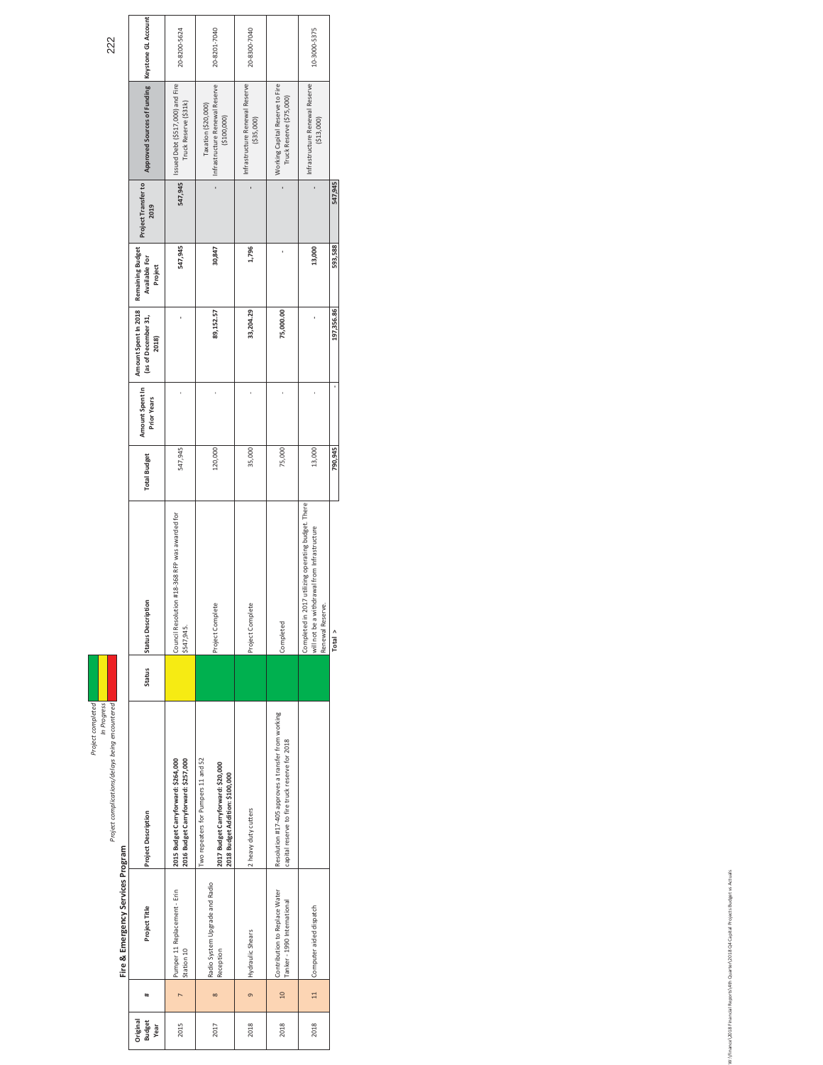## Fire & Emergency Services Program

*Project completed* (Green)
*In Progress* (Yellow)
*Project complications/delays being encountered* (Red)

| Original Budget Year | # | Project Title | Project Description | Status | Status Description | Total Budget | Amount Spent In Prior Years | Amount Spent In 2018 (as of December 31, 2018) | Remaining Budget Available For Project | Project Transfer to 2019 | Approved Sources of Funding | Keystone GL Account |
|---|---|---|---|---|---|---|---|---|---|---|---|---|
| 2015 | 7 | Pumper 11 Replacement - Erin Station 10 | **2015 Budget Carryforward: $264,000** **2016 Budget Carryforward: $257,000** | In Progress | Council Resolution #18-368 RFP was awarded for $547,945. | 547,945 | - | - | **547,945** | **547,945** | Issued Debt ($517,000) and Fire Truck Reserve ($31k) | 20-8200-5624 |
| 2017 | 8 | Radio System Upgrade and Radio Reception | Two repeaters for Pumpers 11 and 52 **2017 Budget Carryforward: $20,000** **2018 Budget Addition: $100,000** | Project completed | Project Complete | 120,000 | - | **89,152.57** | **30,847** | - | Taxation ($20,000) Infrastructure Renewal Reserve ($100,000) | 20-8201-7040 |
| 2018 | 9 | Hydraulic Shears | 2 heavy duty cutters | Project completed | Project Complete | 35,000 | - | **33,204.29** | **1,796** | - | Infrastructure Renewal Reserve ($35,000) | 20-8300-7040 |
| 2018 | 10 | Contribution to Replace Water Tanker - 1990 International | Resolution #17-405 approves a transfer from working capital reserve to fire truck reserve for 2018 | Project completed | Completed | 75,000 | - | **75,000.00** | - | - | Working Capital Reserve to Fire Truck Reserve ($75,000) | |
| 2018 | 11 | Computer aided dispatch | | Project completed | Completed in 2017 utilizing operating budget. There will not be a withdrawal from Infrastructure Renewal Reserve. | 13,000 | - | - | **13,000** | - | Infrastructure Renewal Reserve ($13,000) | 10-3000-5375 |
| | | | | | **Total >** | **790,945** | **-** | **197,356.86** | **593,588** | **547,945** | | |

W:\Finance\2018 Financial Reports\4th Quarter\2018 Q4 Capital Projects Budget vs Actuals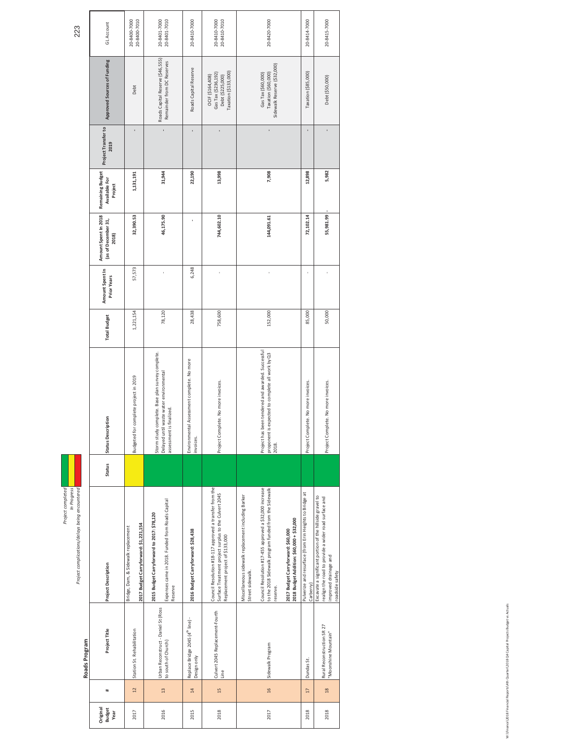## Roads Program

*Project completed*
*In Progress*
*Project complications/delays being encountered*

| Original Budget Year | # | Project Title | Project Description | Status | Status Description | Total Budget | Amount Spent In Prior Years | Amount Spent In 2018 (as of December 31, 2018) | Remaining Budget Available For Project | Project Transfer to 2019 | Approved Sources of Funding | GL Account |
|---|---|---|---|---|---|---|---|---|---|---|---|---|
| 2017 | 12 | Station St. Rehabilitation | Bridge, Dam, & Sidewalk replacement **2017 Budget Carryforward: $1,221,154** | | Budgeted for complete project in 2019 | 1,221,154 | 57,573 | **32,390.53** | **1,131,191** | - | Debt | 20-8400-7000 20-8400-7010 |
| 2016 | 13 | Urban Reconstruct - Daniel St (Ross to south of Church) | **2015 Budget Carryforward to 2017: $78,120** Expenses came in 2018. Funded from Roads Capital Reserve | | Storm study complete. Base plan survey complete. Delayed until waste water environmental assessment is finalized. | 78,120 | - | **46,175.90** | **31,944** | - | Roads Capital Reserve ($46,555) Remainder from DC Reserves | 20-8401-7000 20-8401-7010 |
| 2015 | 14 | Replace Bridge 2045 (4th line) - Design only | **2016 Budget Carryforward: $28,438** | | Environmental Assessment complete. No more invoices. | 28,438 | 6,248 | - | **22,190** | - | Roads Capital Reserve | 20-8410-7000 |
| 2018 | 15 | Culvert 2045 Replacement-Fourth Line | Council Resolution #18-117 approved a transfer from the Surface Treatment project surplus to the Culvert 2045 Replacement project of $133,000 | | Project Complete. No more invoices. | 758,600 | - | **744,602.10** | **13,998** | - | OCIF ($164,408) Gas Tax ($236,192) Debt ($225,000) Taxation ($133,000) | 20-8410-7000 20-8410-7010 |
| 2017 | 16 | Sidewalk Program | Miscellaneous sidewalk replacement including Barker Street sidewalk. Council Resolution #17-455 approved a $32,000 increase to the 2018 Sidewalk program funded from the Sidewalk reserve. **2017 Budget Carryforward: $60,000** **2018 Budget Addition: $60,000 + $32,000** | | Project has been tendered and awarded. Successful proponent is expected to complete all work by Q3 2018. | 152,000 | - | **144,091.61** | **7,908** | - | Gas Tax ($60,000) Taxation ($60,000) Sidewalk Reserve ($32,000) | 20-8420-7000 |
| 2018 | 17 | Dundas St. | Pulverize and resurface (from Erin Heights to Bridge at Carberry) | | Project Complete. No more invoices. | 85,000 | - | **72,102.14** | **12,898** | - | Taxation ($85,000) | 20-8414-7000 |
| 2018 | 18 | Rural Reconstruction SR 27 "Moonshine Mountain" | Excavate a significant portion of the hillside gravel to realign the road to provide a wider road surface and improved drainage and roadside safety | | Project Complete. No more invoices. | 50,000 | - | **55,981.99** - | **5,982** | - | Debt ($50,000) | 20-8415-7000 |

W:\Finance\2018 Financial Reports\4th Quarter\2018 Q4 Capital Projects Budget vs Actuals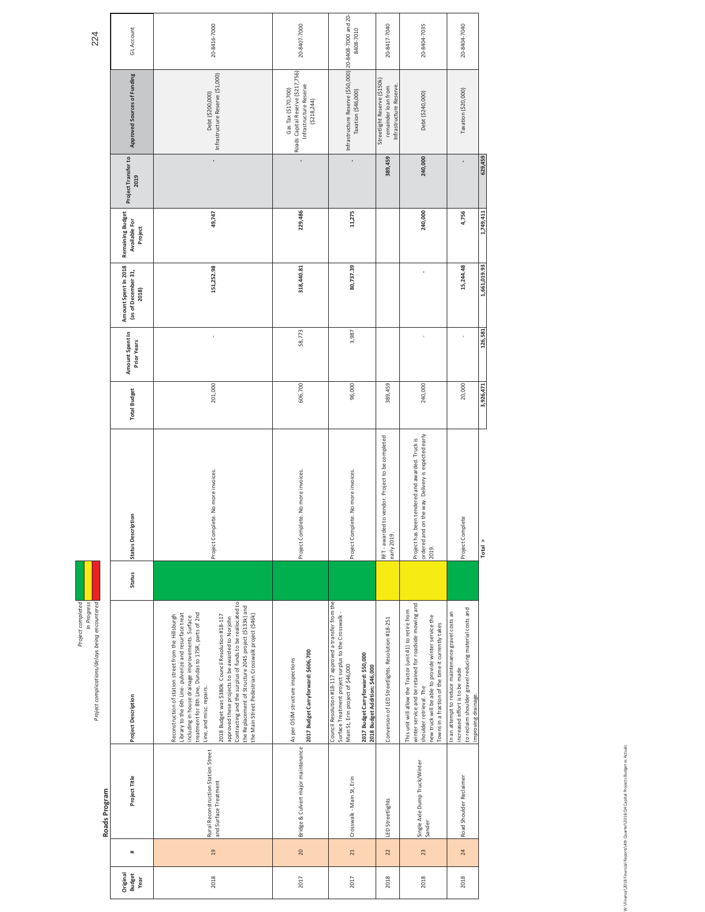## Roads Program

*Project completed*
*In Progress*
*Project complications/delays being encountered*

| Original Budget Year | # | Project Title | Project Description | Status | Status Description | Total Budget | Amount Spent In Prior Years | Amount Spent In 2018 (as of December 31, 2018) | Remaining Budget Available For Project | Project Transfer to 2019 | Approved Sources of Funding | GL Account |
|---|---|---|---|---|---|---|---|---|---|---|---|---|
| 2018 | 19 | Rural Reconstruction Station Street and Surface Treatment | Reconstruction of station street from the Hillsburgh Library to the 6th Line- pulverize and resurface treat including in house drainage improvements. Surface treatment for 8th Line, Dundas to 17SR, parts of 2nd Line, and misc. repairs.<br><br>2018 Budget was $380k. Council Resolution #18-117 approved these projects to be awarded to Norjohn Contracting and the surplus of funds to be reallocated to the Replacement of Structure 2045 project ($133k) and the Main Street Pedestrian Crosswalk project ($46k) | Completed | Project Complete. No more invoices. | 201,000 | - | 151,252.98 | 49,747 | - | Debt ($200,000)<br>Infrastructure Reserve ($1,000) | 20-8416-7000 |
| 2017 | 20 | Bridge & Culvert major maintenance | As per OSIM structure inspections<br><br>**2017 Budget Carryforward: $606,700** | Completed | Project Complete. No more invoices. | 606,700 | 58,773 | 318,440.81 | 229,486 | - | Gas Tax ($170,700)<br>Roads Capital Reserve ($217,756)<br>Infrastructure Reserve ($218,244) | 20-8407-7000 |
| 2017 | 21 | Crosswalk - Main St, Erin | Council Resolution #18-117 approved a transfer from the Surface Treatment project surplus to the Crosswalk - Main St, Erin project of $46,000<br><br>**2017 Budget Carryforward: $50,000**<br>**2018 Budget Addition: $46,000** | Completed | Project Complete. No more invoices. | 96,000 | 3,987 | 80,737.39 | 11,275 | - | Infrastructure Reserve ($50,000)<br>Taxation ($46,000) | 20-8408-7000 and 20-8408-7010 |
| 2018 | 22 | LED Streetlights | Conversion of LED Streetlights. Resolution #18-251 | In Progress | RFT - awarded to vendor. Project to be completed early 2019. | 389,459 | | | | 389,459 | Streetlight Reserve ($150k) remainder loan from Infrastructure Reserve. | 20-8417-7040 |
| 2018 | 23 | Single Axle Dump Truck/Winter Sander | This unit will allow the Tractor (unit 41) to retire from winter service and be retained for roadside mowing and shoulder retrieval. The new truck will be able to provide winter service the Towns in a fraction of the time it currently takes | In Progress | Project has been tendered and awarded. Truck is ordered and on the way. Delivery is expected early 2019. | 240,000 | - | - | 240,000 | 240,000 | Debt ($240,000) | 20-8404-7035 |
| 2018 | 24 | Road Shoulder Reclaimer | In an attempt to reduce maintenance gravel costs an increased effort is to be made to reclaim shoulder gravel reducing material costs and improving drainage. | Completed | Project Complete | 20,000 | - | 15,244.48 | 4,756 | - | Taxation ($20,000) | 20-8404-7040 |
| | | | | | Total > | 3,926,471 | 126,581 | 1,661,019.93 | 1,749,411 | 629,459 | | |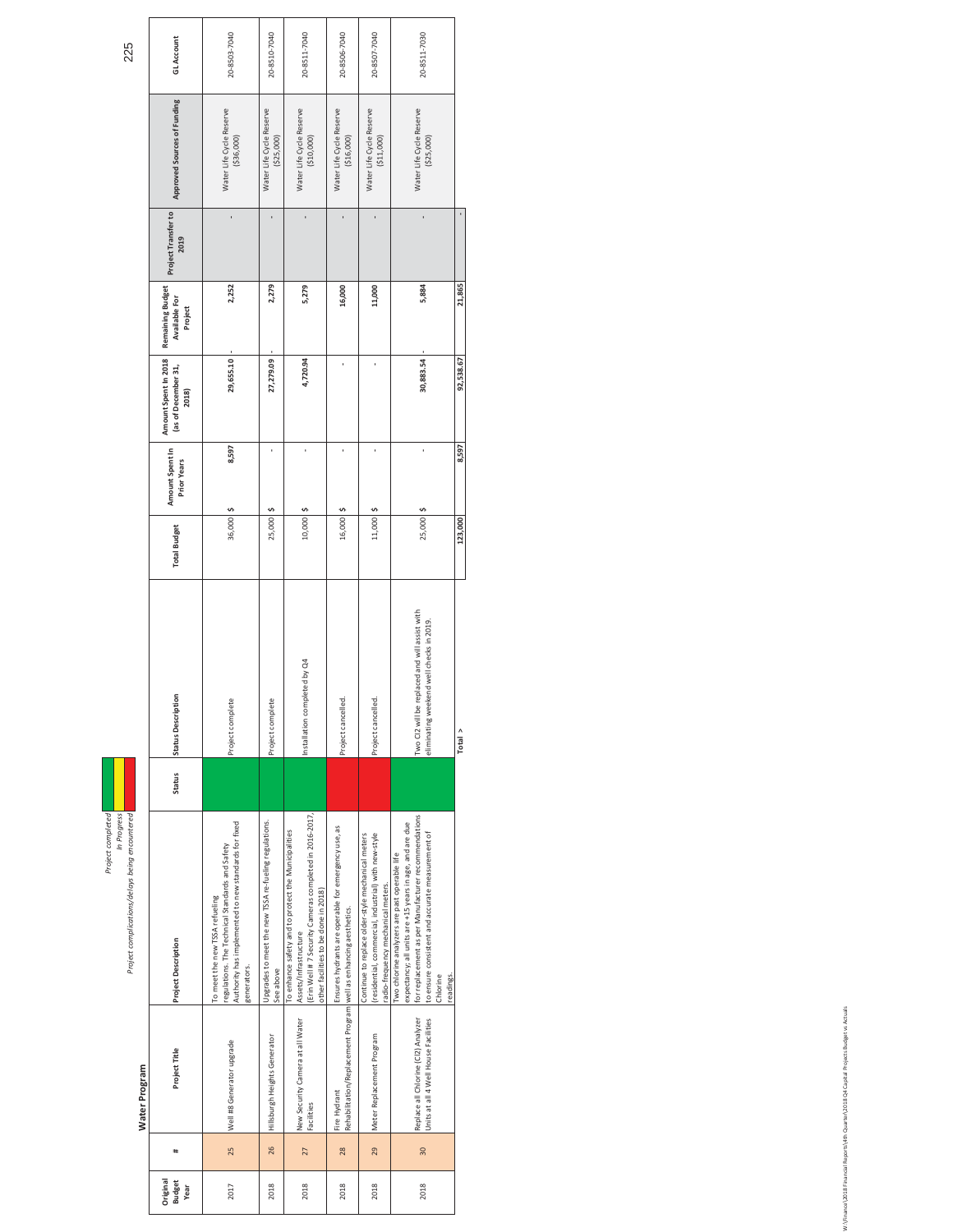## Water Program

*Project completed*
*In Progress*
*Project complications/delays being encountered*

| Original Budget Year | # | Project Title | Project Description | Status | Status Description | Total Budget | Amount Spent In Prior Years | Amount Spent In 2018 (as of December 31, 2018) | Remaining Budget Available For Project | Project Transfer to 2019 | Approved Sources of Funding | GL Account |
|---|---|---|---|---|---|---|---|---|---|---|---|---|
| 2017 | 25 | Well #8 Generator upgrade | To meet the new TSSA refueling regulations. The Technical Standards and Safety Authority has implemented to new standards for fixed generators. | Project completed | Project complete | 36,000 | $ 8,597 | 29,655.10 | 2,252 | - | Water Life Cycle Reserve ($36,000) | 20-8503-7040 |
| 2018 | 26 | Hillsburgh Heights Generator | Upgrades to meet the new TSSA re-fueling regulations. See above | Project completed | Project complete | 25,000 | $ - | 27,279.09 | 2,279 | - | Water Life Cycle Reserve ($25,000) | 20-8510-7040 |
| 2018 | 27 | New Security Camera at all Water Facilities | To enhance safety and to protect the Municipalities Assets/Infrastructure (Erin Well # 7 Security Cameras completed in 2016-2017, other facilities to be done in 2018) | Project completed | Installation completed by Q4 | 10,000 | $ - | 4,720.94 | 5,279 | - | Water Life Cycle Reserve ($10,000) | 20-8511-7040 |
| 2018 | 28 | Fire Hydrant Rehabilitation/Replacement Program | Ensures hydrants are operable for emergency use, as well as enhancing aesthetics. | Project complications/delays being encountered | Project cancelled. | 16,000 | $ - | - | 16,000 | - | Water Life Cycle Reserve ($16,000) | 20-8506-7040 |
| 2018 | 29 | Meter Replacement Program | Continue to replace older-style mechanical meters (residential, commercial, industrial) with new-style radio-frequency mechanical meters. | Project complications/delays being encountered | Project cancelled. | 11,000 | $ - | - | 11,000 | - | Water Life Cycle Reserve ($11,000) | 20-8507-7040 |
| 2018 | 30 | Replace all Chlorine (Cl2) Analyzer Units at all 4 Well House Facilities | Two chlorine analyzers are past operable life expectancy; all units are +15 years in age, and are due for replacement as per Manufacturer recommendations to ensure consistent and accurate measurement of Chlorine readings. | Project completed | Two Cl2 will be replaced and will assist with eliminating weekend well checks in 2019. | 25,000 | $ - | 30,883.54 | 5,884 | - | Water Life Cycle Reserve ($25,000) | 20-8511-7030 |
| | | | | | Total > | 123,000 | 8,597 | 92,538.67 | 21,865 | - | | |

W:\Finance\2018 Financial Reports\4th Quarter\2018 Q4 Capital Projects Budget vs Actuals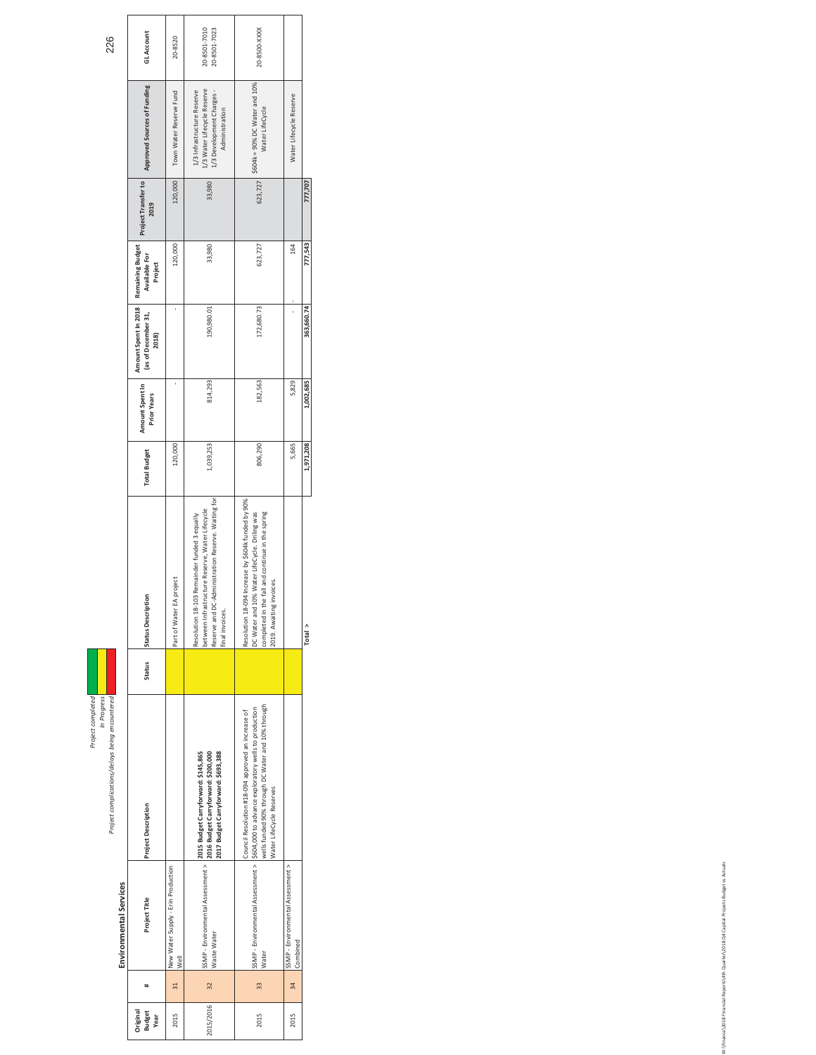## Environmental Services

*Project completed*
*In Progress*
*Project complications/delays being encountered*

| Original Budget Year | # | Project Title | Project Description | Status | Status Description | Total Budget | Amount Spent In Prior Years | Amount Spent In 2018 (as of December 31, 2018) | Remaining Budget Available For Project | Project Transfer to 2019 | Approved Sources of Funding | GL Account |
|---|---|---|---|---|---|---|---|---|---|---|---|---|
| 2015 | 31 | New Water Supply - Erin Production Well | | | Part of Water EA project | 120,000 | - | - | 120,000 | 120,000 | Town Water Reserve Fund | 20-8520 |
| 2015/2016 | 32 | SSMP - Environmental Assessment > Waste Water | **2015 Budget Carryforward: $145,865** **2016 Budget Carryforward: $200,000** **2017 Budget Carryforward: $693,388** | | Resolution 18-103 Remainder funded 3 equally between Infrastructure Reserve, Water Lifecycle Reserve and DC-Administration Reserve. Waiting for final invoices. | 1,039,253 | 814,293 | 190,980.01 | 33,980 | 33,980 | 1/3 Infrastructure Reserve 1/3 Water Lifecycle Reserve 1/3 Development Charges - Administration | 20-8501-7010 20-8501-7023 |
| 2015 | 33 | SSMP - Environmental Assessment > Water | Council Resolution #18-094 approved an increase of $604,000 to advance exploratory wells to production wells funded 90% through DC Water and 10% through Water LifeCycle Reserves | | Resolution 18-094 Increase by $604k funded by 90% DC Water and 10% Water LifeCycle. Drilling was completed in the fall and continue in the spring 2019. Awaiting invoices. | 806,290 | 182,563 | 172,680.73 | 623,727 | 623,727 | $604k = 90% DC Water and 10% Water LifeCycle | 20-8500-XXXX |
| 2015 | 34 | SSMP - Environmental Assessment > Combined | | | | 5,665 | 5,829 | - | 164 | | Water Lifecycle Reserve | |
| | | | | | **Total >** | **1,971,208** | **1,002,685** | **363,660.74** | **777,543** | **777,707** | | |

W:\Finance\2018 Financial Reports\4th Quarter\2018 Q4 Capital Projects Budget vs Actuals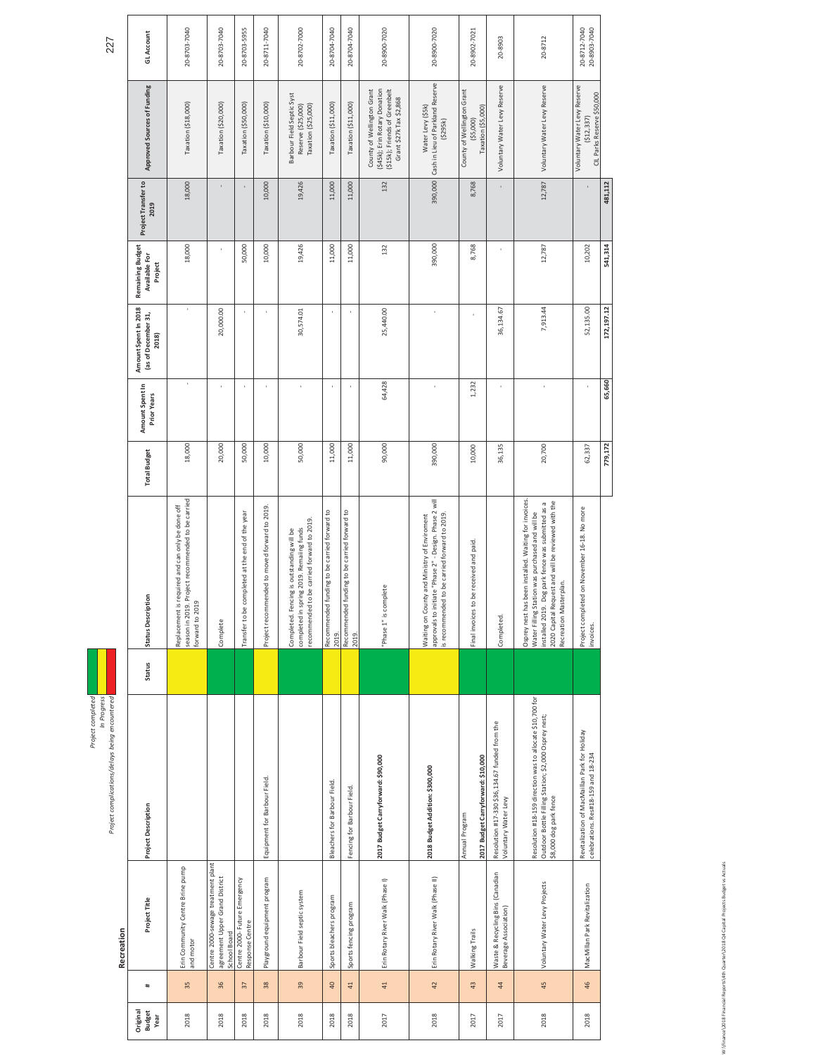## Recreation

*Project completed* (green)
*In Progress* (yellow)
*Project complications/delays being encountered* (red)

| Original Budget Year | # | Project Title | Project Description | Status | Status Description | Total Budget | Amount Spent In Prior Years | Amount Spent In 2018 (as of December 31, 2018) | Remaining Budget Available For Project | Project Transfer to 2019 | Approved Sources of Funding | GL Account |
|---|---|---|---|---|---|---|---|---|---|---|---|---|
| 2018 | 35 | Erin Community Centre Brine pump and motor | | In Progress | Replacement is required and can only be done off season in 2019. Project recommended to be carried forward to 2019 | 18,000 | - | - | 18,000 | 18,000 | Taxation ($18,000) | 20-8703-7040 |
| 2018 | 36 | Centre 2000-sewage treatment plant agreement Upper Grand District School Board | | Project completed | Complete | 20,000 | - | 20,000.00 | - | - | Taxation ($20,000) | 20-8703-7040 |
| 2018 | 37 | Centre 2000- Future Emergency Response Centre | | Project completed | Transfer to be completed at the end of the year | 50,000 | - | - | 50,000 | - | Taxation ($50,000) | 20-8703-5955 |
| 2018 | 38 | Playground equipment program | Equipment for Barbour Field. | In Progress | Project recommended to moved forward to 2019. | 10,000 | - | - | 10,000 | 10,000 | Taxation ($10,000) | 20-8711-7040 |
| 2018 | 39 | Barbour Field septic system | | Project completed | Completed. Fencing is outstanding will be completed in spring 2019. Remaining funds recommended to be carried forward to 2019. | 50,000 | - | 30,574.01 | 19,426 | 19,426 | Barbour Field Septic Syst Reserve ($25,000) Taxation ($25,000) | 20-8702-7000 |
| 2018 | 40 | Sports bleachers program | Bleachers for Barbour Field. | In Progress | Recommended funding to be carried forward to 2019. | 11,000 | - | - | 11,000 | 11,000 | Taxation ($11,000) | 20-8704-7040 |
| 2018 | 41 | Sports fencing program | Fencing for Barbour Field. | In Progress | Recommended funding to be carried forward to 2019. | 11,000 | - | - | 11,000 | 11,000 | Taxation ($11,000) | 20-8704-7040 |
| 2017 | 41 | Erin Rotary River Walk (Phase I) | **2017 Budget Carryforward: $90,000** | Project completed | "Phase 1" is complete | 90,000 | 64,428 | 25,440.00 | 132 | 132 | County of Wellington Grant ($45k); Erin Rotary Donation ($15k); Friends of Greenbelt Grant $27k Tax $2,868 | 20-8900-7020 |
| 2018 | 42 | Erin Rotary River Walk (Phase II) | **2018 Budget Addition: $300,000** | In Progress | Waiting on County and Ministry of Enviroment approvals to initiate "Phase 2" - Design. Phase 2 will is recommended to be carried forward to 2019. | 390,000 | - | - | 390,000 | 390,000 | Water Levy ($5k) Cash in Lieu of Parkland Reserve ($295k) | 20-8900-7020 |
| 2017 | 43 | Walking Trails | Annual Program **2017 Budget Carryforward: $10,000** | Project completed | Final invoices to be received and paid. | 10,000 | 1,232 | - | 8,768 | 8,768 | County of Wellington Grant ($5,000) Taxation ($5,000) | 20-8902-7021 |
| 2017 | 44 | Waste & Recycling Bins (Canadian Beverage Association) | Resolution #17-330 $36,134.67 funded from the Voluntary Water Levy | Project completed | Completed. | 36,135 | - | 36,134.67 | - | - | Voluntary Water Levy Reserve | 20-8903 |
| 2018 | 45 | Voluntary Water Levy Projects | Resolution #18-159 direction was to allocate $10,700 for Outdoor Bottle Filling Station; $2,000 Osprey nest; $8,000 dog park fence | Project completed | Osprey nest has been installed. Waiting for invoices. Water Filling Station was purchased and will be installed 2019. Dog park fence was submitted as a 2020 Capital Request and will be reviewed with the Recreation Masterplan. | 20,700 | - | 7,913.44 | 12,787 | 12,787 | Voluntary Water Levy Reserve | 20-8712 |
| 2018 | 46 | MacMillan Park Revitalization | Revitalization of MacMillan Park for Holiday celebrations. Res#18-159 and 18-234 | Project completed | Project completed on November 16-18. No more invoices. | 62,337 | - | 52,135.00 | 10,202 | - | Voluntary Water Levy Reserve ($12,337) CIL Parks Reserve $50,000 | 20-8712-7040 20-8903-7040 |
| | | | | | | **779,172** | **65,660** | **172,197.12** | **541,314** | **481,112** | | |

W:\Finance\2018 Financial Reports\4th Quarter\2018 Q4 Capital Projects Budget vs Actuals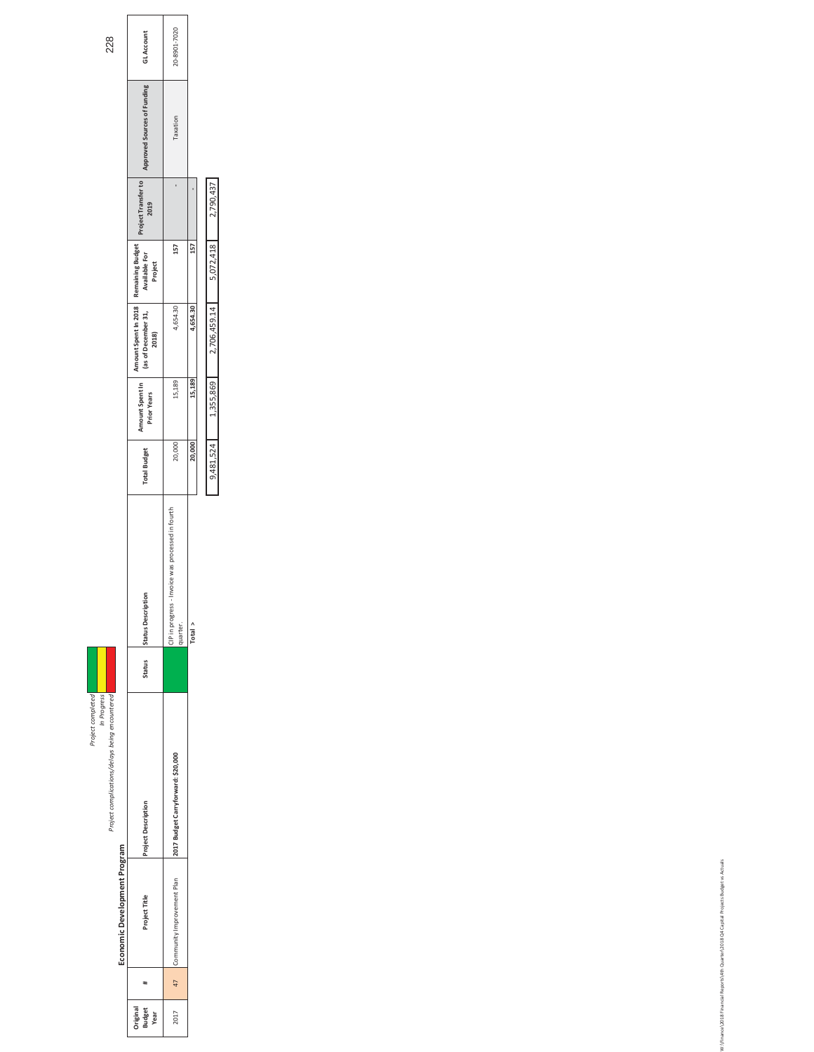## Economic Development Program

*Project completed*
*In Progress*
*Project complications/delays being encountered*

| Original Budget Year | # | Project Title | Project Description | Status | Status Description | Total Budget | Amount Spent In Prior Years | Amount Spent In 2018 (as of December 31, 2018) | Remaining Budget Available For Project | Project Transfer to 2019 | Approved Sources of Funding | GL Account |
|---|---|---|---|---|---|---|---|---|---|---|---|---|
| 2017 | 47 | Community Improvement Plan | **2017 Budget Carryforward: $20,000** | | CIP in progress - Invoice was processed in fourth quarter. | 20,000 | 15,189 | 4,654.30 | 157 | - | Taxation | 20-8901-7020 |
| | | | | | **Total >** | **20,000** | **15,189** | **4,654.30** | **157** | **-** | | |
| | | | | | | 9,481,524 | 1,355,869 | 2,706,459.14 | 5,072,418 | 2,790,437 | | |

W:\Finance\2018 Financial Reports\4th Quarter\2018 Q4 Capital Projects Budget vs Actuals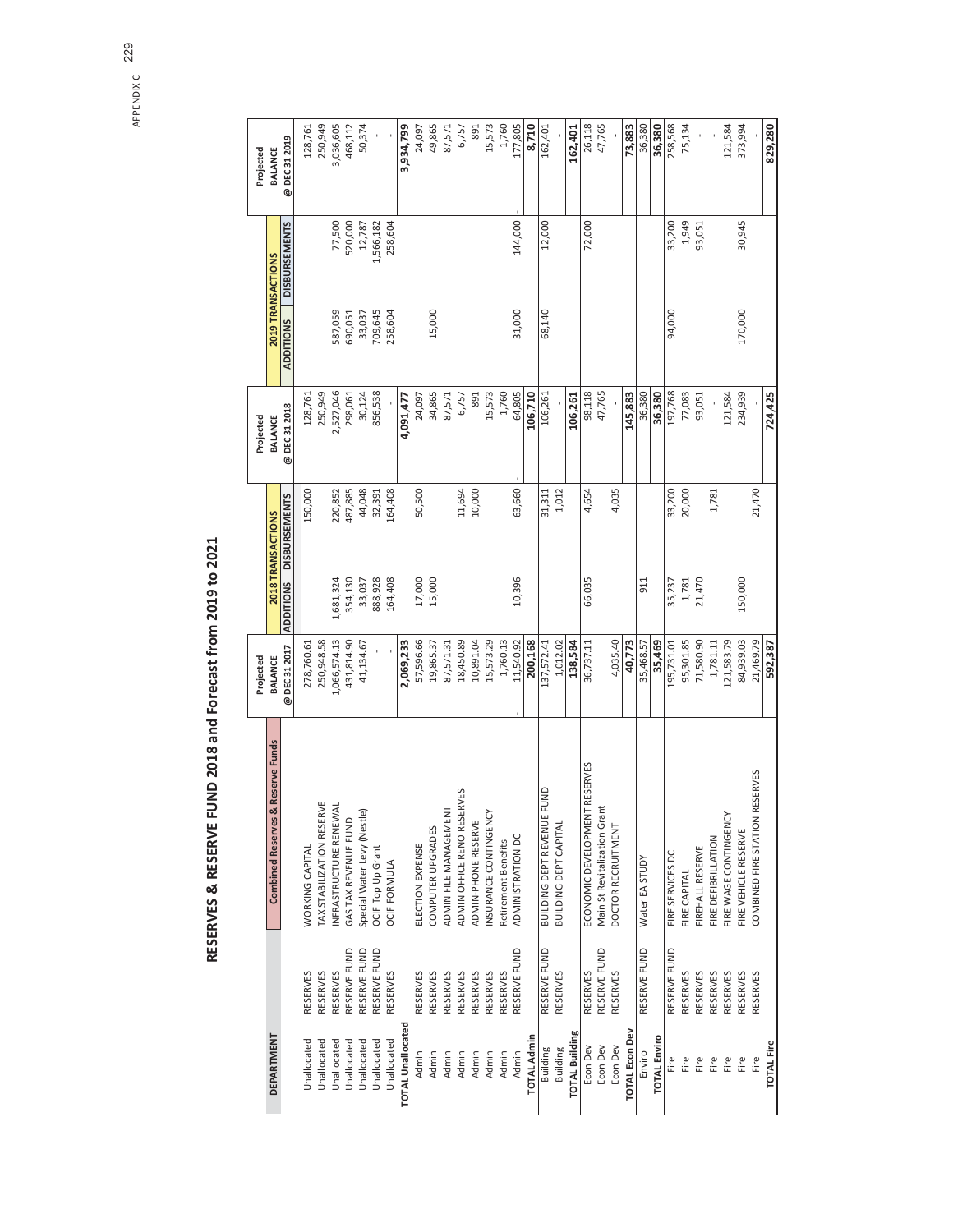# RESERVES & RESERVE FUND 2018 and Forecast from 2019 to 2021

| DEPARTMENT | | Combined Reserves & Reserve Funds | Projected BALANCE @ DEC 31 2017 | 2018 TRANSACTIONS ADDITIONS | 2018 TRANSACTIONS DISBURSEMENTS | Projected BALANCE @ DEC 31 2018 | 2019 TRANSACTIONS ADDITIONS | 2019 TRANSACTIONS DISBURSEMENTS | Projected BALANCE @ DEC 31 2019 |
|---|---|---|---|---|---|---|---|---|---|
| Unallocated | RESERVES | WORKING CAPITAL | 278,760.61 | | 150,000 | 128,761 | | | 128,761 |
| Unallocated | RESERVES | TAX STABILIZATION RESERVE | 250,948.58 | | | 250,949 | | | 250,949 |
| Unallocated | RESERVES | INFRASTRUCTURE RENEWAL | 1,066,574.13 | 1,681,324 | 220,852 | 2,527,046 | 587,059 | 77,500 | 3,036,605 |
| Unallocated | RESERVE FUND | GAS TAX REVENUE FUND | 431,814.90 | 354,130 | 487,885 | 298,061 | 690,051 | 520,000 | 468,112 |
| Unallocated | RESERVE FUND | Special Water Levy (Nestle) | 41,134.67 | 33,037 | 44,048 | 30,124 | 33,037 | 12,787 | 50,374 |
| Unallocated | RESERVE FUND | OCIF Top Up Grant | - | 888,928 | 32,391 | 856,538 | 709,645 | 1,566,182 | - |
| Unallocated | RESERVES | OCIF FORMULA | - | 164,408 | 164,408 | - | 258,604 | 258,604 | - |
| **TOTAL Unallocated** | | | **2,069,233** | | | **4,091,477** | | | **3,934,799** |
| Admin | RESERVES | ELECTION EXPENSE | 57,596.66 | 17,000 | 50,500 | 24,097 | | | 24,097 |
| Admin | RESERVES | COMPUTER UPGRADES | 19,865.37 | 15,000 | | 34,865 | 15,000 | | 49,865 |
| Admin | RESERVES | ADMIN FILE MANAGEMENT | 87,571.31 | | | 87,571 | | | 87,571 |
| Admin | RESERVES | ADMIN OFFICE RENO RESERVES | 18,450.89 | | 11,694 | 6,757 | | | 6,757 |
| Admin | RESERVES | ADMIN-PHONE RESERVE | 10,891.04 | | 10,000 | 891 | | | 891 |
| Admin | RESERVES | INSURANCE CONTINGENCY | 15,573.29 | | | 15,573 | | | 15,573 |
| Admin | RESERVES | Retirement Benefits | 1,760.13 | | | 1,760 | | | 1,760 |
| Admin | RESERVE FUND | ADMINISTRATION DC | - 11,540.92 | 10,396 | 63,660 | - 64,805 | 31,000 | 144,000 | - 177,805 |
| **TOTAL Admin** | | | **200,168** | | | **106,710** | | | **8,710** |
| Building | RESERVE FUND | BUILDING DEPT REVENUE FUND | 137,572.41 | | 31,311 | 106,261 | 68,140 | 12,000 | 162,401 |
| Building | RESERVES | BUILDING DEPT CAPITAL | 1,012.02 | | 1,012 | - | | | - |
| **TOTAL Building** | | | **138,584** | | | **106,261** | | | **162,401** |
| Econ Dev | RESERVES | ECONOMIC DEVELOPMENT RESERVES | 36,737.11 | 66,035 | 4,654 | 98,118 | | 72,000 | 26,118 |
| Econ Dev | RESERVE FUND | Main St Revitalization Grant | | | | 47,765 | | | 47,765 |
| Econ Dev | RESERVES | DOCTOR RECRUITMENT | 4,035.40 | | 4,035 | - | | | - |
| **TOTAL Econ Dev** | | | **40,773** | | | **145,883** | | | **73,883** |
| Enviro | RESERVE FUND | Water EA STUDY | 35,468.57 | 911 | | 36,380 | | | 36,380 |
| **TOTAL Enviro** | | | **35,469** | | | **36,380** | | | **36,380** |
| Fire | RESERVE FUND | FIRE SERVICES DC | 195,731.01 | 35,237 | 33,200 | 197,768 | 94,000 | 33,200 | 258,568 |
| Fire | RESERVES | FIRE CAPITAL | 95,301.85 | 1,781 | 20,000 | 77,083 | | 1,949 | 75,134 |
| Fire | RESERVES | FIREHALL RESERVE | 71,580.90 | 21,470 | | 93,051 | | 93,051 | - |
| Fire | RESERVES | FIRE DEFIBRILLATION | 1,781.11 | | 1,781 | - | | | - |
| Fire | RESERVES | FIRE WAGE CONTINGENCY | 121,583.79 | | | 121,584 | | | 121,584 |
| Fire | RESERVES | FIRE VEHICLE RESERVE | 84,939.03 | 150,000 | | 234,939 | 170,000 | 30,945 | 373,994 |
| Fire | RESERVES | COMBINED FIRE STATION RESERVES | 21,469.79 | | 21,470 | - | | | - |
| **TOTAL Fire** | | | **592,387** | | | **724,425** | | | **829,280** |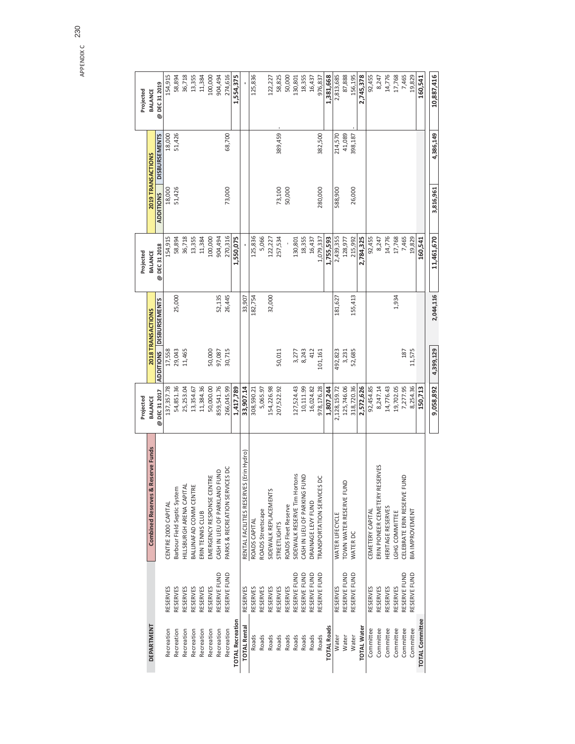| DEPARTMENT | | Combined Reserves & Reserve Funds | Projected BALANCE @ DEC 31 2017 | 2018 TRANSACTIONS ADDITIONS | 2018 TRANSACTIONS DISBURSEMENTS | Projected BALANCE @ DEC 31 2018 | 2019 TRANSACTIONS ADDITIONS | 2019 TRANSACTIONS DISBURSEMENTS | Projected BALANCE @ DEC 31 2019 |
|---|---|---|---|---|---|---|---|---|---|
| Recreation | RESERVES | CENTRE 2000 CAPITAL | 137,357.78 | 17,558 | | 154,915 | 18,000 | 18,000 | 154,915 |
| Recreation | RESERVES | Barbour Field Septic System | 54,851.36 | 29,043 | 25,000 | 58,894 | 51,426 | 51,426 | 58,894 |
| Recreation | RESERVES | HILLSBURGH ARENA CAPITAL | 25,253.04 | 11,465 | | 36,718 | | | 36,718 |
| Recreation | RESERVES | BALLINAFAD COMM CENTRE | 13,354.67 | | | 13,355 | | | 13,355 |
| Recreation | RESERVES | ERIN TENNIS CLUB | 11,384.36 | | | 11,384 | | | 11,384 |
| Recreation | RESERVES | EMERGENCY RESPONSE CENTRE | 50,000.00 | 50,000 | | 100,000 | | | 100,000 |
| Recreation | RESERVE FUND | CASH IN LIEU OF PARKLAND FUND | 859,541.76 | 97,087 | 52,135 | 904,494 | | | 904,494 |
| Recreation | RESERVE FUND | PARKS & RECREATION SERVICES DC | 266,045.99 | 30,715 | 26,445 | 270,316 | 73,000 | 68,700 | 274,616 |
| **TOTAL Recreation** | | | **1,417,789** | | | **1,550,075** | | | **1,554,375** |
| **TOTAL Rental** | RESERVES | RENTAL FACILITIES RESERVES (Erin Hydro) | **33,907.14** | | 33,907 | **-** | | | **-** |
| Roads | RESERVES | ROADS CAPITAL | 308,590.21 | | 182,754 | 125,836 | | | 125,836 |
| Roads | RESERVES | ROADS Streetscape | 5,065.97 | | | 5,066 | | | |
| Roads | RESERVES | SIDEWALK REPLACEMENTS | 154,226.98 | | 32,000 | 122,227 | | | 122,227 |
| Roads | RESERVES | STREETLIGHTS | 207,522.92 | 50,011 | | 257,534 | 73,100 | 389,459 | - 58,825 |
| Roads | RESERVES | ROADS Fleet Reserve | - | | | - | 50,000 | | 50,000 |
| Roads | RESERVE FUND | SIDEWALK RESERVE Tim Hortons | 127,524.43 | 3,277 | | 130,801 | | | 130,801 |
| Roads | RESERVE FUND | CASH IN LIEU OF PARKING FUND | 10,111.99 | 8,243 | | 18,355 | | | 18,355 |
| Roads | RESERVE FUND | DRAINAGE LEVY FUND | 16,024.82 | 412 | | 16,437 | | | 16,437 |
| Roads | RESERVE FUND | TRANSPORTATION SERVICES DC | 978,176.28 | 101,161 | | 1,079,337 | 280,000 | 382,500 | 976,837 |
| **TOTAL Roads** | | | **1,807,244** | | | **1,755,593** | | | **1,381,668** |
| Water | RESERVES | WATER LIFECYCLE | 2,128,159.72 | 492,823 | 181,627 | 2,439,355 | 588,900 | 214,570 | 2,813,685 |
| Water | RESERVE FUND | TOWN WATER RESERVE FUND | 125,746.06 | 3,231 | | 128,977 | | 41,089 | 87,888 |
| Water | RESERVE FUND | WATER DC | 318,720.36 | 52,685 | 155,413 | 215,992 | 26,000 | 398,187 | - 156,195 |
| **TOTAL Water** | | | **2,572,626** | | | **2,784,325** | | | **2,745,378** |
| Committee | RESERVES | CEMETERY CAPITAL | 92,454.85 | | | 92,455 | | | 92,455 |
| Committee | RESERVES | ERIN PIONEER CEMETERY RESERVES | 8,247.14 | | | 8,247 | | | 8,247 |
| Committee | RESERVES | HERITAGE RESERVES | 14,776.43 | | | 14,776 | | | 14,776 |
| Committee | RESERVES | LGHG COMMITTEE | 19,702.05 | | 1,934 | 17,768 | | | 17,768 |
| Committee | RESERVE FUND | CELEBRATE ERIN RESERVE FUND | 7,277.95 | 187 | | 7,465 | | | 7,465 |
| Committee | RESERVE FUND | BIA IMPROVEMENT | 8,254.36 | 11,575 | | 19,829 | | | 19,829 |
| **TOTAL Committee** | | | **150,713** | | | **160,541** | | | **160,541** |
| | | | **9,058,892** | **4,399,129** | **2,044,116** | **11,461,670** | **3,816,961** | **4,386,149** | **10,887,416** |